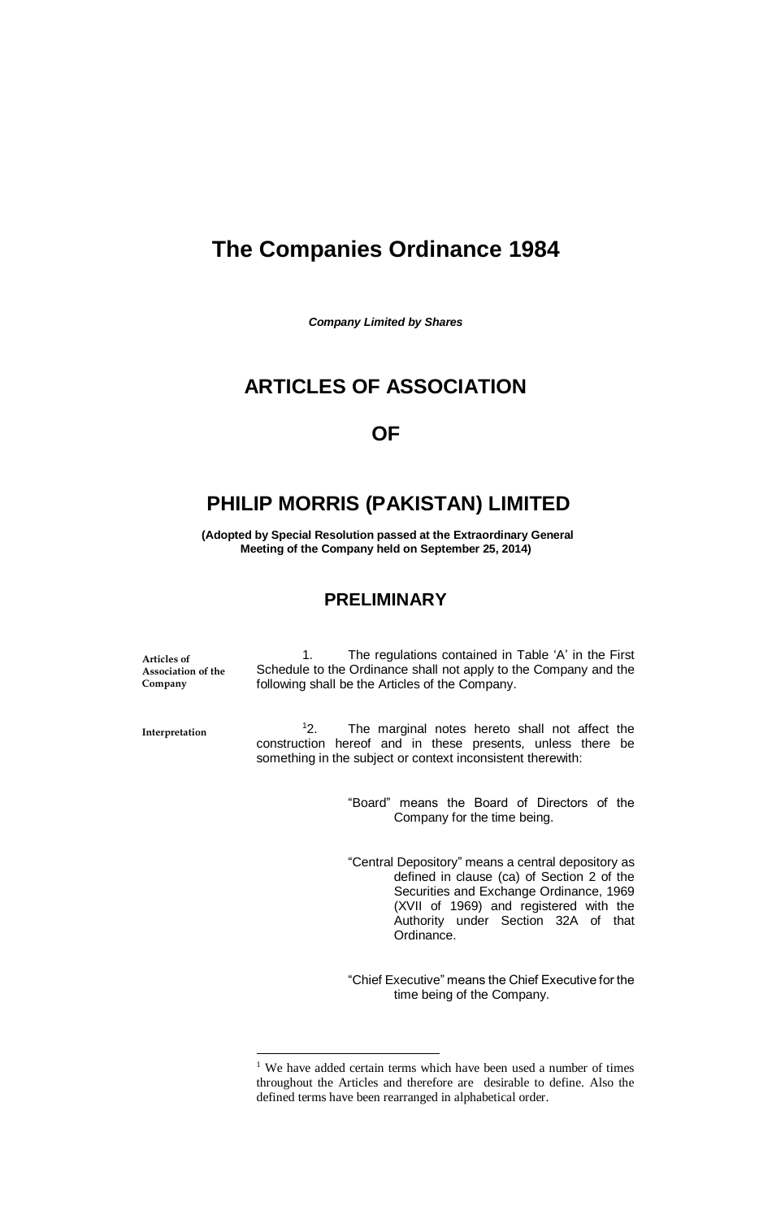# The Companies Ordinance 1984

***Company Limited by Shares***

## ARTICLES OF ASSOCIATION

## OF

## PHILIP MORRIS (PAKISTAN) LIMITED

**(Adopted by Special Resolution passed at the Extraordinary General Meeting of the Company held on September 25, 2014)**

## PRELIMINARY

**Articles of Association of the Company**

1. The regulations contained in Table 'A' in the First Schedule to the Ordinance shall not apply to the Company and the following shall be the Articles of the Company.

**Interpretation**

[1]2. The marginal notes hereto shall not affect the construction hereof and in these presents, unless there be something in the subject or context inconsistent therewith:

"Board" means the Board of Directors of the Company for the time being.

"Central Depository" means a central depository as defined in clause (ca) of Section 2 of the Securities and Exchange Ordinance, 1969 (XVII of 1969) and registered with the Authority under Section 32A of that Ordinance.

"Chief Executive" means the Chief Executive for the time being of the Company.

---

[1] We have added certain terms which have been used a number of times throughout the Articles and therefore are desirable to define. Also the defined terms have been rearranged in alphabetical order.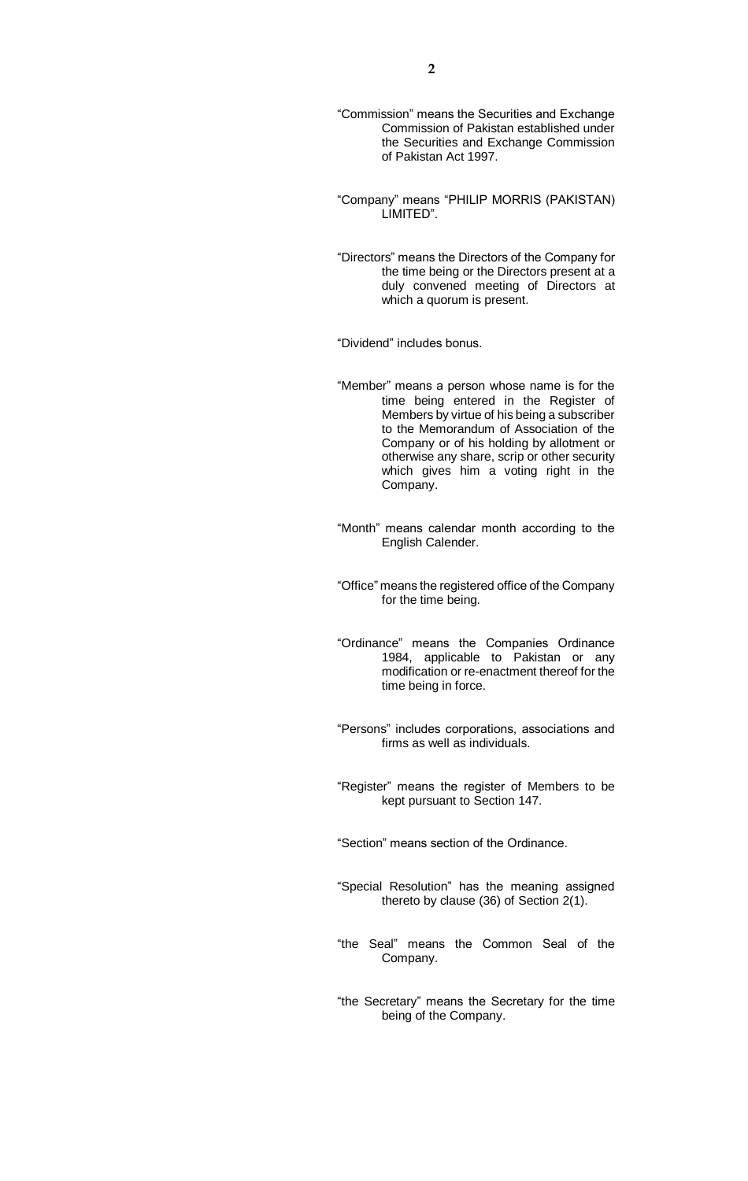"Commission" means the Securities and Exchange Commission of Pakistan established under the Securities and Exchange Commission of Pakistan Act 1997.

"Company" means "PHILIP MORRIS (PAKISTAN) LIMITED".

"Directors" means the Directors of the Company for the time being or the Directors present at a duly convened meeting of Directors at which a quorum is present.

"Dividend" includes bonus.

"Member" means a person whose name is for the time being entered in the Register of Members by virtue of his being a subscriber to the Memorandum of Association of the Company or of his holding by allotment or otherwise any share, scrip or other security which gives him a voting right in the Company.

"Month" means calendar month according to the English Calender.

"Office" means the registered office of the Company for the time being.

"Ordinance" means the Companies Ordinance 1984, applicable to Pakistan or any modification or re-enactment thereof for the time being in force.

"Persons" includes corporations, associations and firms as well as individuals.

"Register" means the register of Members to be kept pursuant to Section 147.

"Section" means section of the Ordinance.

"Special Resolution" has the meaning assigned thereto by clause (36) of Section 2(1).

"the Seal" means the Common Seal of the Company.

"the Secretary" means the Secretary for the time being of the Company.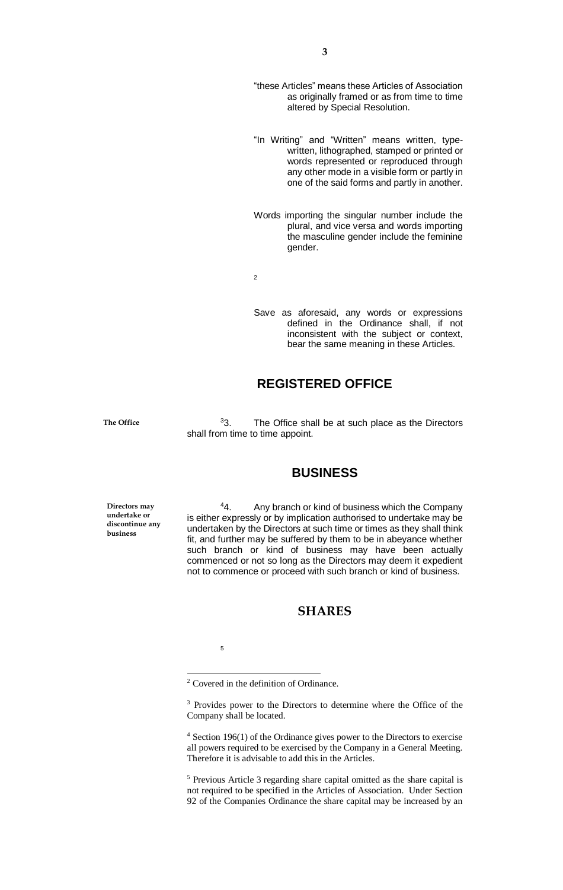"these Articles" means these Articles of Association as originally framed or as from time to time altered by Special Resolution.

"In Writing" and "Written" means written, type-written, lithographed, stamped or printed or words represented or reproduced through any other mode in a visible form or partly in one of the said forms and partly in another.

Words importing the singular number include the plural, and vice versa and words importing the masculine gender include the feminine gender.

[2]

Save as aforesaid, any words or expressions defined in the Ordinance shall, if not inconsistent with the subject or context, bear the same meaning in these Articles.

## REGISTERED OFFICE

**The Office**

[3]3. The Office shall be at such place as the Directors shall from time to time appoint.

## BUSINESS

**Directors may undertake or discontinue any business**

[4]4. Any branch or kind of business which the Company is either expressly or by implication authorised to undertake may be undertaken by the Directors at such time or times as they shall think fit, and further may be suffered by them to be in abeyance whether such branch or kind of business may have been actually commenced or not so long as the Directors may deem it expedient not to commence or proceed with such branch or kind of business.

## SHARES

[5]

---

[2] Covered in the definition of Ordinance.

[3] Provides power to the Directors to determine where the Office of the Company shall be located.

[4] Section 196(1) of the Ordinance gives power to the Directors to exercise all powers required to be exercised by the Company in a General Meeting. Therefore it is advisable to add this in the Articles.

[5] Previous Article 3 regarding share capital omitted as the share capital is not required to be specified in the Articles of Association. Under Section 92 of the Companies Ordinance the share capital may be increased by an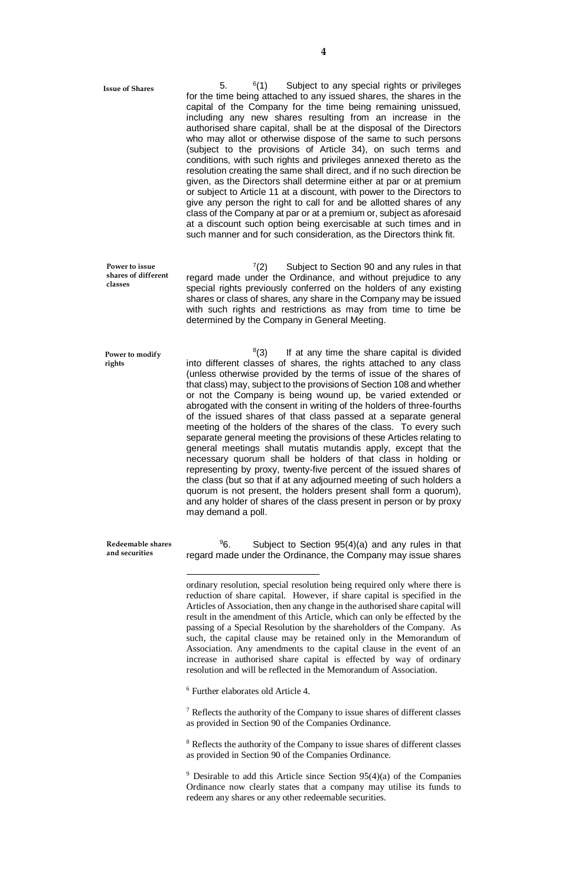**Issue of Shares**

5. [6](1) Subject to any special rights or privileges for the time being attached to any issued shares, the shares in the capital of the Company for the time being remaining unissued, including any new shares resulting from an increase in the authorised share capital, shall be at the disposal of the Directors who may allot or otherwise dispose of the same to such persons (subject to the provisions of Article 34), on such terms and conditions, with such rights and privileges annexed thereto as the resolution creating the same shall direct, and if no such direction be given, as the Directors shall determine either at par or at premium or subject to Article 11 at a discount, with power to the Directors to give any person the right to call for and be allotted shares of any class of the Company at par or at a premium or, subject as aforesaid at a discount such option being exercisable at such times and in such manner and for such consideration, as the Directors think fit.

**Power to issue shares of different classes**

[7](2) Subject to Section 90 and any rules in that regard made under the Ordinance, and without prejudice to any special rights previously conferred on the holders of any existing shares or class of shares, any share in the Company may be issued with such rights and restrictions as may from time to time be determined by the Company in General Meeting.

**Power to modify rights**

[8](3) If at any time the share capital is divided into different classes of shares, the rights attached to any class (unless otherwise provided by the terms of issue of the shares of that class) may, subject to the provisions of Section 108 and whether or not the Company is being wound up, be varied extended or abrogated with the consent in writing of the holders of three-fourths of the issued shares of that class passed at a separate general meeting of the holders of the shares of the class. To every such separate general meeting the provisions of these Articles relating to general meetings shall mutatis mutandis apply, except that the necessary quorum shall be holders of that class in holding or representing by proxy, twenty-five percent of the issued shares of the class (but so that if at any adjourned meeting of such holders a quorum is not present, the holders present shall form a quorum), and any holder of shares of the class present in person or by proxy may demand a poll.

**Redeemable shares and securities**

[9]6. Subject to Section 95(4)(a) and any rules in that regard made under the Ordinance, the Company may issue shares

---

ordinary resolution, special resolution being required only where there is reduction of share capital. However, if share capital is specified in the Articles of Association, then any change in the authorised share capital will result in the amendment of this Article, which can only be effected by the passing of a Special Resolution by the shareholders of the Company. As such, the capital clause may be retained only in the Memorandum of Association. Any amendments to the capital clause in the event of an increase in authorised share capital is effected by way of ordinary resolution and will be reflected in the Memorandum of Association.

[6] Further elaborates old Article 4.

[7] Reflects the authority of the Company to issue shares of different classes as provided in Section 90 of the Companies Ordinance.

[8] Reflects the authority of the Company to issue shares of different classes as provided in Section 90 of the Companies Ordinance.

[9] Desirable to add this Article since Section 95(4)(a) of the Companies Ordinance now clearly states that a company may utilise its funds to redeem any shares or any other redeemable securities.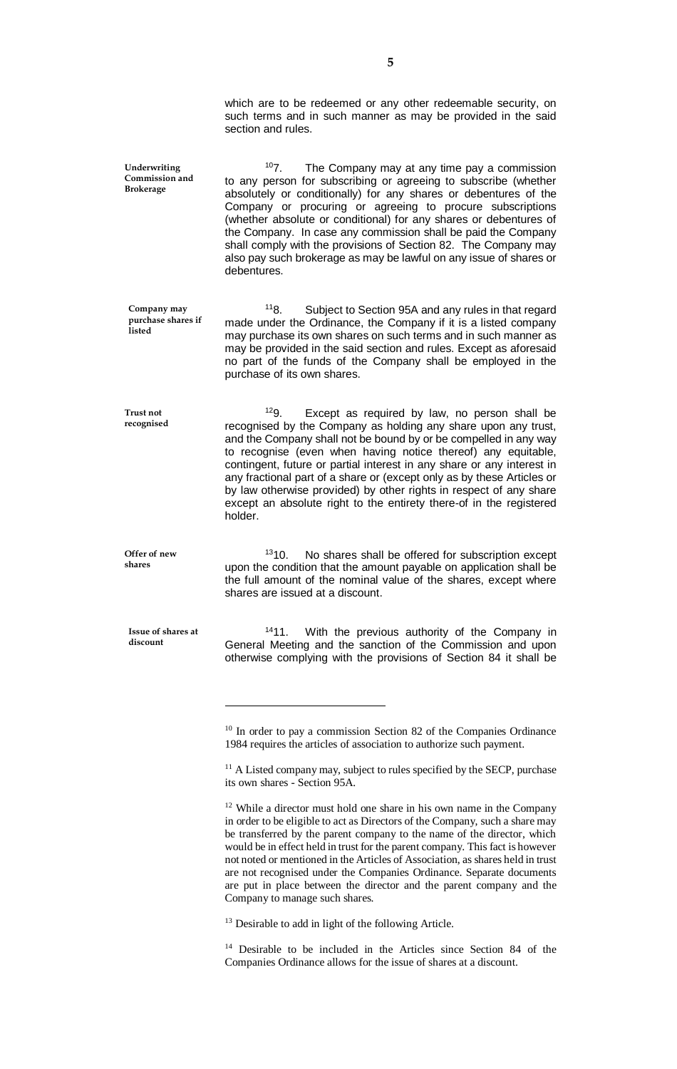which are to be redeemed or any other redeemable security, on such terms and in such manner as may be provided in the said section and rules.

**Underwriting Commission and Brokerage**

[10]7. The Company may at any time pay a commission to any person for subscribing or agreeing to subscribe (whether absolutely or conditionally) for any shares or debentures of the Company or procuring or agreeing to procure subscriptions (whether absolute or conditional) for any shares or debentures of the Company. In case any commission shall be paid the Company shall comply with the provisions of Section 82. The Company may also pay such brokerage as may be lawful on any issue of shares or debentures.

**Company may purchase shares if listed**

[11]8. Subject to Section 95A and any rules in that regard made under the Ordinance, the Company if it is a listed company may purchase its own shares on such terms and in such manner as may be provided in the said section and rules. Except as aforesaid no part of the funds of the Company shall be employed in the purchase of its own shares.

**Trust not recognised**

[12]9. Except as required by law, no person shall be recognised by the Company as holding any share upon any trust, and the Company shall not be bound by or be compelled in any way to recognise (even when having notice thereof) any equitable, contingent, future or partial interest in any share or any interest in any fractional part of a share or (except only as by these Articles or by law otherwise provided) by other rights in respect of any share except an absolute right to the entirety there-of in the registered holder.

**Offer of new shares**

[13]10. No shares shall be offered for subscription except upon the condition that the amount payable on application shall be the full amount of the nominal value of the shares, except where shares are issued at a discount.

**Issue of shares at discount**

[14]11. With the previous authority of the Company in General Meeting and the sanction of the Commission and upon otherwise complying with the provisions of Section 84 it shall be

---

[10] In order to pay a commission Section 82 of the Companies Ordinance 1984 requires the articles of association to authorize such payment.

[11] A Listed company may, subject to rules specified by the SECP, purchase its own shares - Section 95A.

[12] While a director must hold one share in his own name in the Company in order to be eligible to act as Directors of the Company, such a share may be transferred by the parent company to the name of the director, which would be in effect held in trust for the parent company. This fact is however not noted or mentioned in the Articles of Association, as shares held in trust are not recognised under the Companies Ordinance. Separate documents are put in place between the director and the parent company and the Company to manage such shares.

[13] Desirable to add in light of the following Article.

[14] Desirable to be included in the Articles since Section 84 of the Companies Ordinance allows for the issue of shares at a discount.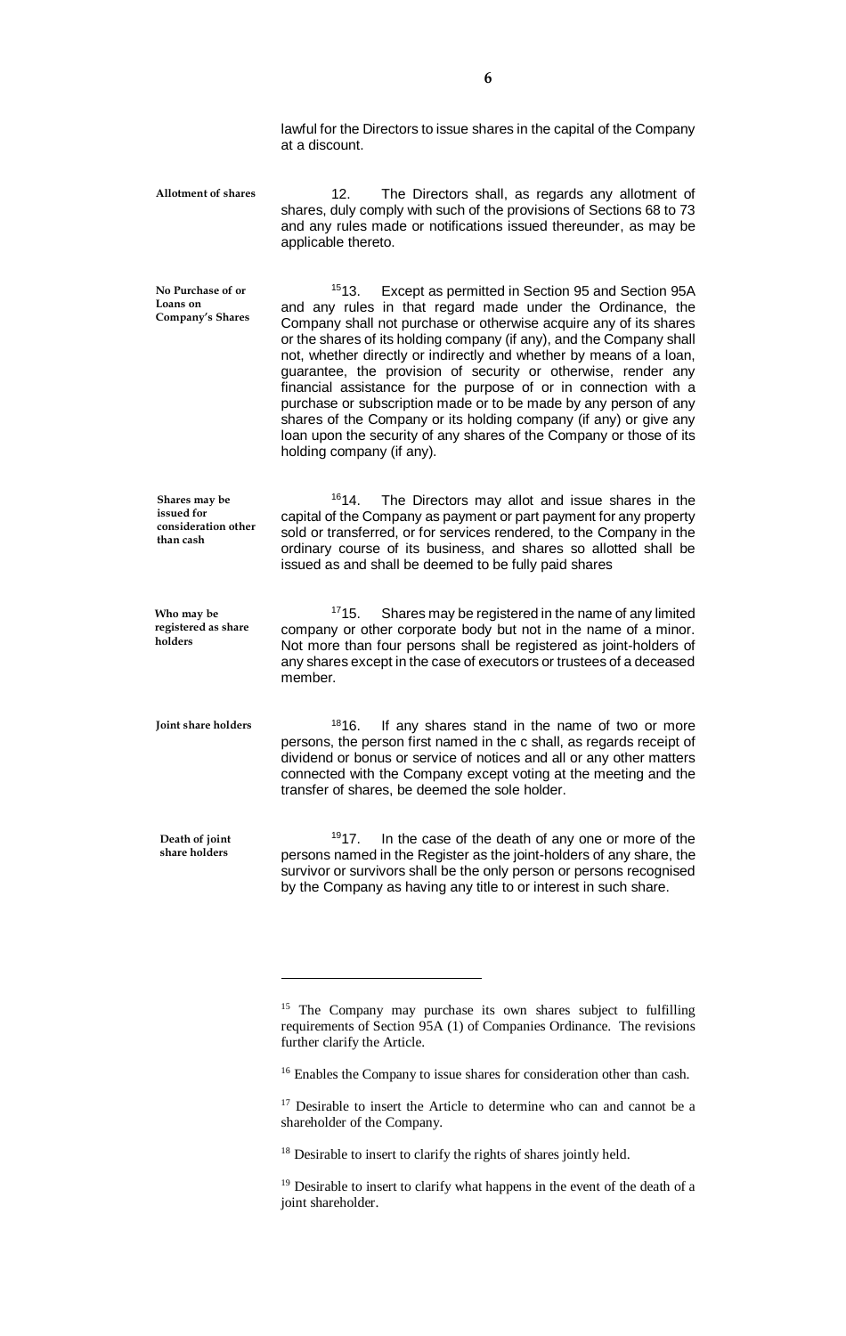lawful for the Directors to issue shares in the capital of the Company at a discount.

**Allotment of shares**

12. The Directors shall, as regards any allotment of shares, duly comply with such of the provisions of Sections 68 to 73 and any rules made or notifications issued thereunder, as may be applicable thereto.

**No Purchase of or Loans on Company's Shares**

[15]13. Except as permitted in Section 95 and Section 95A and any rules in that regard made under the Ordinance, the Company shall not purchase or otherwise acquire any of its shares or the shares of its holding company (if any), and the Company shall not, whether directly or indirectly and whether by means of a loan, guarantee, the provision of security or otherwise, render any financial assistance for the purpose of or in connection with a purchase or subscription made or to be made by any person of any shares of the Company or its holding company (if any) or give any loan upon the security of any shares of the Company or those of its holding company (if any).

**Shares may be issued for consideration other than cash**

[16]14. The Directors may allot and issue shares in the capital of the Company as payment or part payment for any property sold or transferred, or for services rendered, to the Company in the ordinary course of its business, and shares so allotted shall be issued as and shall be deemed to be fully paid shares

**Who may be registered as share holders**

[17]15. Shares may be registered in the name of any limited company or other corporate body but not in the name of a minor. Not more than four persons shall be registered as joint-holders of any shares except in the case of executors or trustees of a deceased member.

**Joint share holders**

[18]16. If any shares stand in the name of two or more persons, the person first named in the c shall, as regards receipt of dividend or bonus or service of notices and all or any other matters connected with the Company except voting at the meeting and the transfer of shares, be deemed the sole holder.

**Death of joint share holders**

[19]17. In the case of the death of any one or more of the persons named in the Register as the joint-holders of any share, the survivor or survivors shall be the only person or persons recognised by the Company as having any title to or interest in such share.

---

[15] The Company may purchase its own shares subject to fulfilling requirements of Section 95A (1) of Companies Ordinance. The revisions further clarify the Article.

[16] Enables the Company to issue shares for consideration other than cash.

[17] Desirable to insert the Article to determine who can and cannot be a shareholder of the Company.

[18] Desirable to insert to clarify the rights of shares jointly held.

[19] Desirable to insert to clarify what happens in the event of the death of a joint shareholder.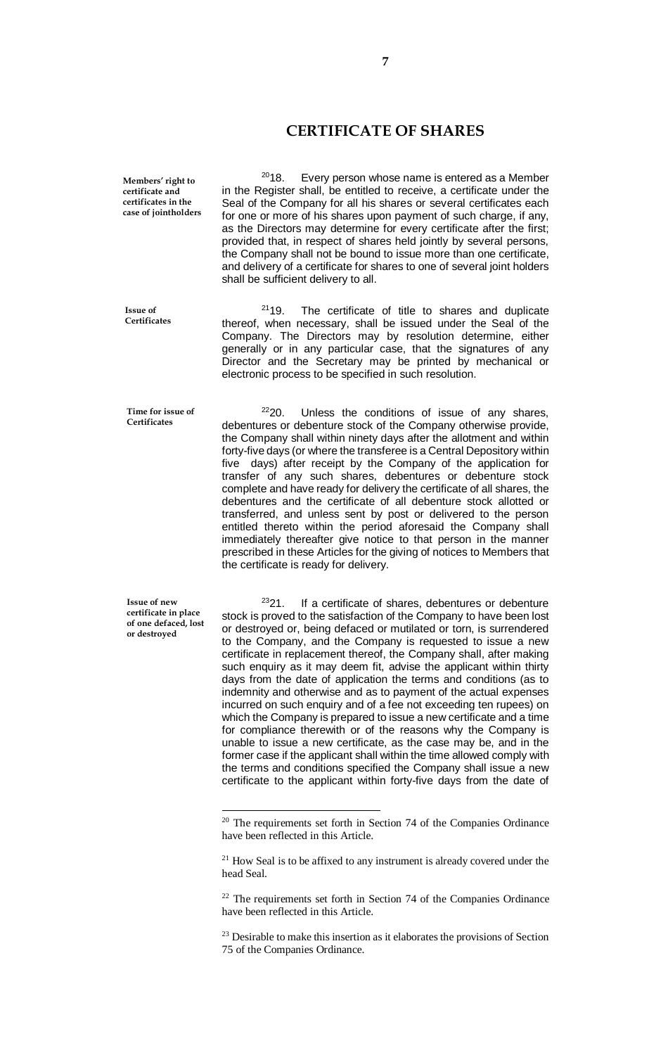## CERTIFICATE OF SHARES

**Members' right to certificate and certificates in the case of jointholders**

[20]18. Every person whose name is entered as a Member in the Register shall, be entitled to receive, a certificate under the Seal of the Company for all his shares or several certificates each for one or more of his shares upon payment of such charge, if any, as the Directors may determine for every certificate after the first; provided that, in respect of shares held jointly by several persons, the Company shall not be bound to issue more than one certificate, and delivery of a certificate for shares to one of several joint holders shall be sufficient delivery to all.

**Issue of Certificates**

[21]19. The certificate of title to shares and duplicate thereof, when necessary, shall be issued under the Seal of the Company. The Directors may by resolution determine, either generally or in any particular case, that the signatures of any Director and the Secretary may be printed by mechanical or electronic process to be specified in such resolution.

**Time for issue of Certificates**

[22]20. Unless the conditions of issue of any shares, debentures or debenture stock of the Company otherwise provide, the Company shall within ninety days after the allotment and within forty-five days (or where the transferee is a Central Depository within five days) after receipt by the Company of the application for transfer of any such shares, debentures or debenture stock complete and have ready for delivery the certificate of all shares, the debentures and the certificate of all debenture stock allotted or transferred, and unless sent by post or delivered to the person entitled thereto within the period aforesaid the Company shall immediately thereafter give notice to that person in the manner prescribed in these Articles for the giving of notices to Members that the certificate is ready for delivery.

**Issue of new certificate in place of one defaced, lost or destroyed**

[23]21. If a certificate of shares, debentures or debenture stock is proved to the satisfaction of the Company to have been lost or destroyed or, being defaced or mutilated or torn, is surrendered to the Company, and the Company is requested to issue a new certificate in replacement thereof, the Company shall, after making such enquiry as it may deem fit, advise the applicant within thirty days from the date of application the terms and conditions (as to indemnity and otherwise and as to payment of the actual expenses incurred on such enquiry and of a fee not exceeding ten rupees) on which the Company is prepared to issue a new certificate and a time for compliance therewith or of the reasons why the Company is unable to issue a new certificate, as the case may be, and in the former case if the applicant shall within the time allowed comply with the terms and conditions specified the Company shall issue a new certificate to the applicant within forty-five days from the date of

---

[20] The requirements set forth in Section 74 of the Companies Ordinance have been reflected in this Article.

[21] How Seal is to be affixed to any instrument is already covered under the head Seal.

[22] The requirements set forth in Section 74 of the Companies Ordinance have been reflected in this Article.

[23] Desirable to make this insertion as it elaborates the provisions of Section 75 of the Companies Ordinance.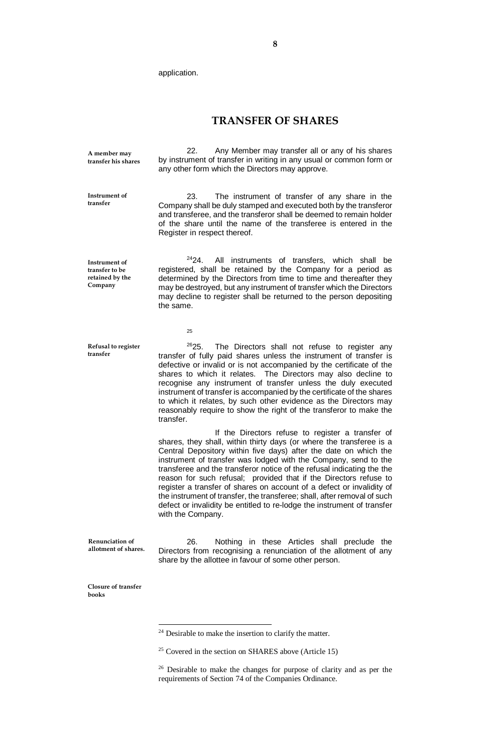application.

## TRANSFER OF SHARES

**A member may transfer his shares**

22. Any Member may transfer all or any of his shares by instrument of transfer in writing in any usual or common form or any other form which the Directors may approve.

**Instrument of transfer**

23. The instrument of transfer of any share in the Company shall be duly stamped and executed both by the transferor and transferee, and the transferor shall be deemed to remain holder of the share until the name of the transferee is entered in the Register in respect thereof.

**Instrument of transfer to be retained by the Company**

[24]24. All instruments of transfers, which shall be registered, shall be retained by the Company for a period as determined by the Directors from time to time and thereafter they may be destroyed, but any instrument of transfer which the Directors may decline to register shall be returned to the person depositing the same.

[25]

**Refusal to register transfer**

[26]25. The Directors shall not refuse to register any transfer of fully paid shares unless the instrument of transfer is defective or invalid or is not accompanied by the certificate of the shares to which it relates. The Directors may also decline to recognise any instrument of transfer unless the duly executed instrument of transfer is accompanied by the certificate of the shares to which it relates, by such other evidence as the Directors may reasonably require to show the right of the transferor to make the transfer.

If the Directors refuse to register a transfer of shares, they shall, within thirty days (or where the transferee is a Central Depository within five days) after the date on which the instrument of transfer was lodged with the Company, send to the transferee and the transferor notice of the refusal indicating the the reason for such refusal; provided that if the Directors refuse to register a transfer of shares on account of a defect or invalidity of the instrument of transfer, the transferee; shall, after removal of such defect or invalidity be entitled to re-lodge the instrument of transfer with the Company.

**Renunciation of allotment of shares.**

26. Nothing in these Articles shall preclude the Directors from recognising a renunciation of the allotment of any share by the allottee in favour of some other person.

**Closure of transfer books**

---

[24] Desirable to make the insertion to clarify the matter.

[25] Covered in the section on SHARES above (Article 15)

[26] Desirable to make the changes for purpose of clarity and as per the requirements of Section 74 of the Companies Ordinance.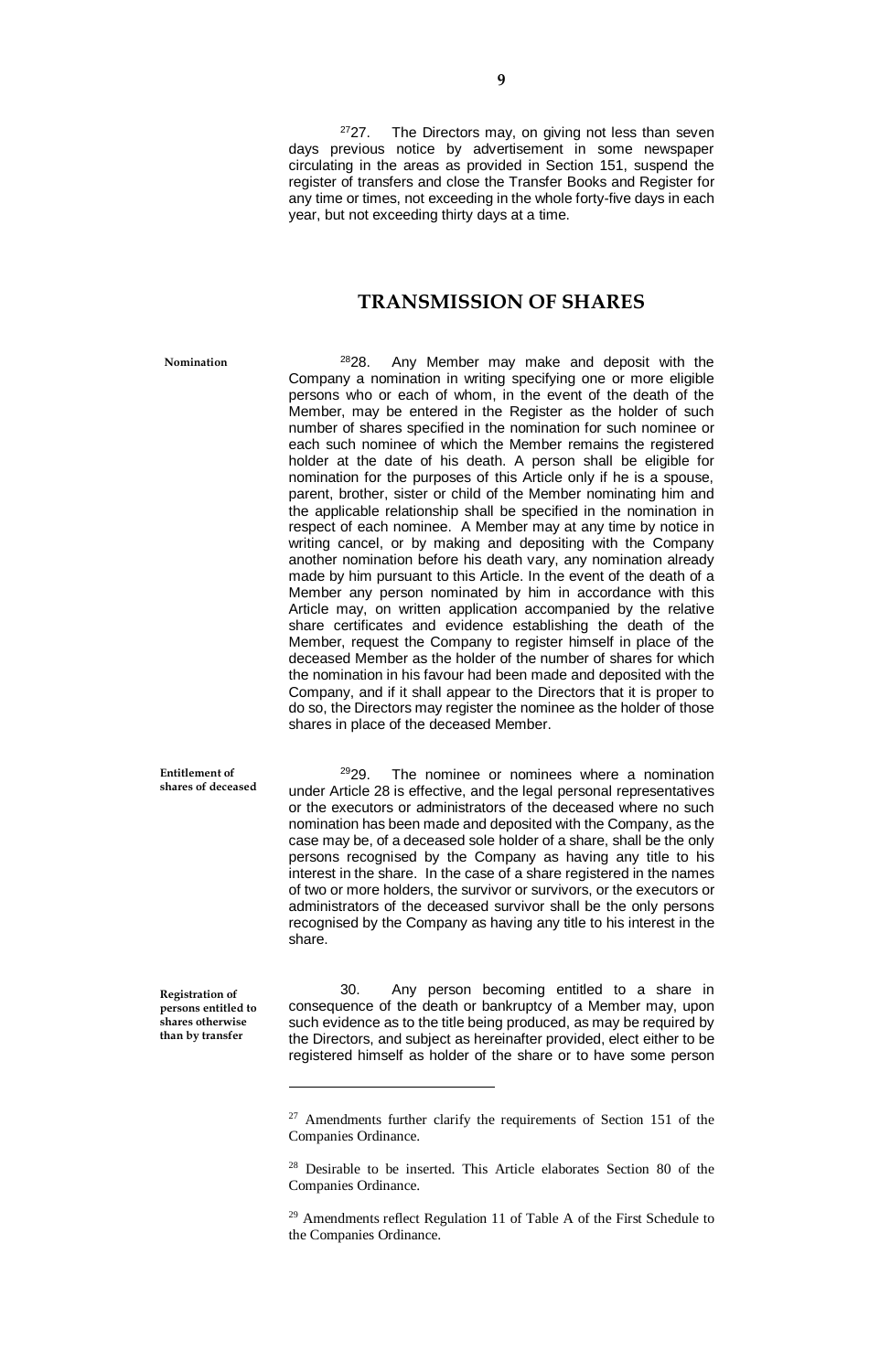[27]27. The Directors may, on giving not less than seven days previous notice by advertisement in some newspaper circulating in the areas as provided in Section 151, suspend the register of transfers and close the Transfer Books and Register for any time or times, not exceeding in the whole forty-five days in each year, but not exceeding thirty days at a time.

## TRANSMISSION OF SHARES

**Nomination**

[28]28. Any Member may make and deposit with the Company a nomination in writing specifying one or more eligible persons who or each of whom, in the event of the death of the Member, may be entered in the Register as the holder of such number of shares specified in the nomination for such nominee or each such nominee of which the Member remains the registered holder at the date of his death. A person shall be eligible for nomination for the purposes of this Article only if he is a spouse, parent, brother, sister or child of the Member nominating him and the applicable relationship shall be specified in the nomination in respect of each nominee. A Member may at any time by notice in writing cancel, or by making and depositing with the Company another nomination before his death vary, any nomination already made by him pursuant to this Article. In the event of the death of a Member any person nominated by him in accordance with this Article may, on written application accompanied by the relative share certificates and evidence establishing the death of the Member, request the Company to register himself in place of the deceased Member as the holder of the number of shares for which the nomination in his favour had been made and deposited with the Company, and if it shall appear to the Directors that it is proper to do so, the Directors may register the nominee as the holder of those shares in place of the deceased Member.

**Entitlement of shares of deceased**

[29]29. The nominee or nominees where a nomination under Article 28 is effective, and the legal personal representatives or the executors or administrators of the deceased where no such nomination has been made and deposited with the Company, as the case may be, of a deceased sole holder of a share, shall be the only persons recognised by the Company as having any title to his interest in the share. In the case of a share registered in the names of two or more holders, the survivor or survivors, or the executors or administrators of the deceased survivor shall be the only persons recognised by the Company as having any title to his interest in the share.

**Registration of persons entitled to shares otherwise than by transfer**

30. Any person becoming entitled to a share in consequence of the death or bankruptcy of a Member may, upon such evidence as to the title being produced, as may be required by the Directors, and subject as hereinafter provided, elect either to be registered himself as holder of the share or to have some person

---

[27] Amendments further clarify the requirements of Section 151 of the Companies Ordinance.

[28] Desirable to be inserted. This Article elaborates Section 80 of the Companies Ordinance.

[29] Amendments reflect Regulation 11 of Table A of the First Schedule to the Companies Ordinance.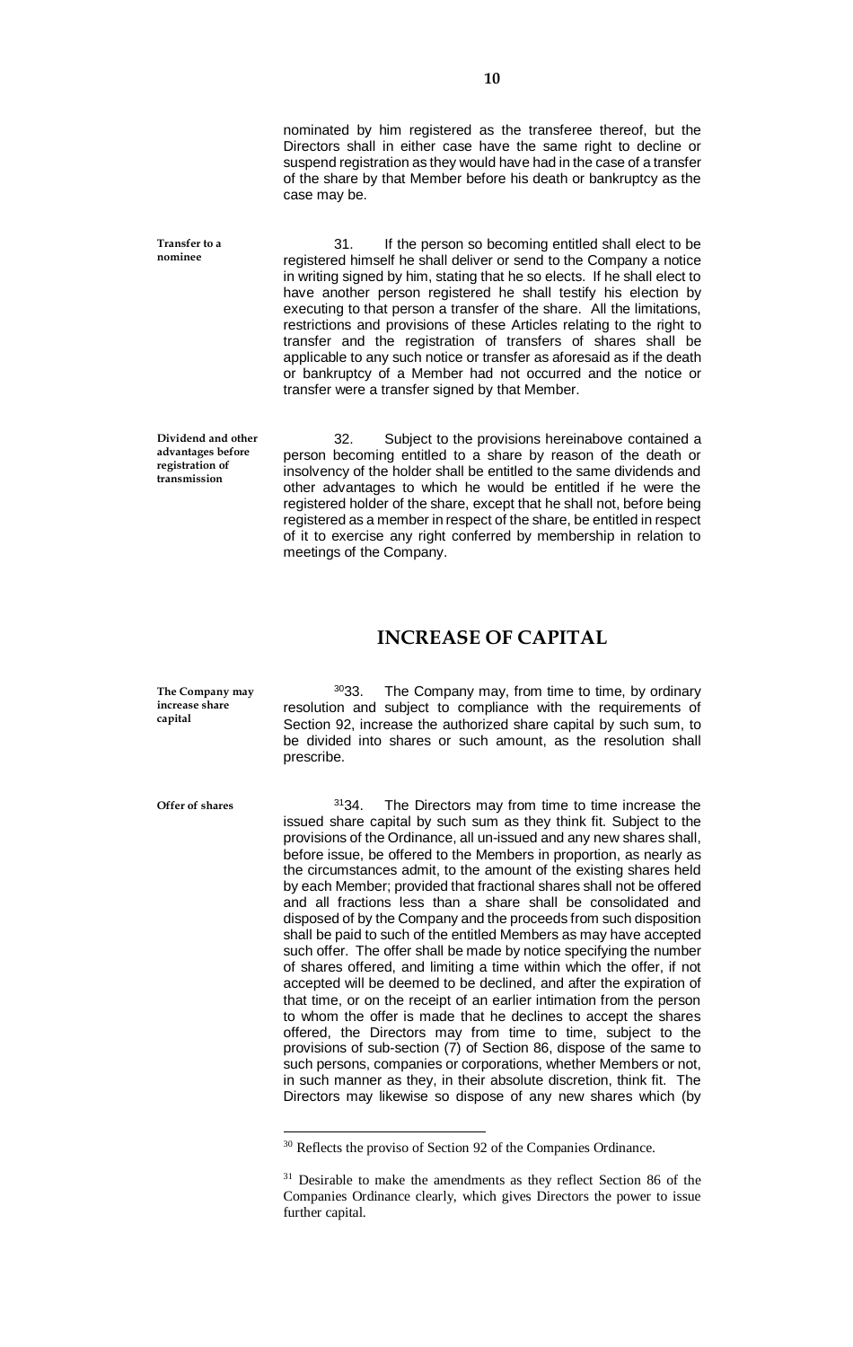nominated by him registered as the transferee thereof, but the Directors shall in either case have the same right to decline or suspend registration as they would have had in the case of a transfer of the share by that Member before his death or bankruptcy as the case may be.

**Transfer to a nominee**

31. If the person so becoming entitled shall elect to be registered himself he shall deliver or send to the Company a notice in writing signed by him, stating that he so elects. If he shall elect to have another person registered he shall testify his election by executing to that person a transfer of the share. All the limitations, restrictions and provisions of these Articles relating to the right to transfer and the registration of transfers of shares shall be applicable to any such notice or transfer as aforesaid as if the death or bankruptcy of a Member had not occurred and the notice or transfer were a transfer signed by that Member.

**Dividend and other advantages before registration of transmission**

32. Subject to the provisions hereinabove contained a person becoming entitled to a share by reason of the death or insolvency of the holder shall be entitled to the same dividends and other advantages to which he would be entitled if he were the registered holder of the share, except that he shall not, before being registered as a member in respect of the share, be entitled in respect of it to exercise any right conferred by membership in relation to meetings of the Company.

## INCREASE OF CAPITAL

**The Company may increase share capital**

[30]33. The Company may, from time to time, by ordinary resolution and subject to compliance with the requirements of Section 92, increase the authorized share capital by such sum, to be divided into shares or such amount, as the resolution shall prescribe.

**Offer of shares**

[31]34. The Directors may from time to time increase the issued share capital by such sum as they think fit. Subject to the provisions of the Ordinance, all un-issued and any new shares shall, before issue, be offered to the Members in proportion, as nearly as the circumstances admit, to the amount of the existing shares held by each Member; provided that fractional shares shall not be offered and all fractions less than a share shall be consolidated and disposed of by the Company and the proceeds from such disposition shall be paid to such of the entitled Members as may have accepted such offer. The offer shall be made by notice specifying the number of shares offered, and limiting a time within which the offer, if not accepted will be deemed to be declined, and after the expiration of that time, or on the receipt of an earlier intimation from the person to whom the offer is made that he declines to accept the shares offered, the Directors may from time to time, subject to the provisions of sub-section (7) of Section 86, dispose of the same to such persons, companies or corporations, whether Members or not, in such manner as they, in their absolute discretion, think fit. The Directors may likewise so dispose of any new shares which (by

---

[30] Reflects the proviso of Section 92 of the Companies Ordinance.

[31] Desirable to make the amendments as they reflect Section 86 of the Companies Ordinance clearly, which gives Directors the power to issue further capital.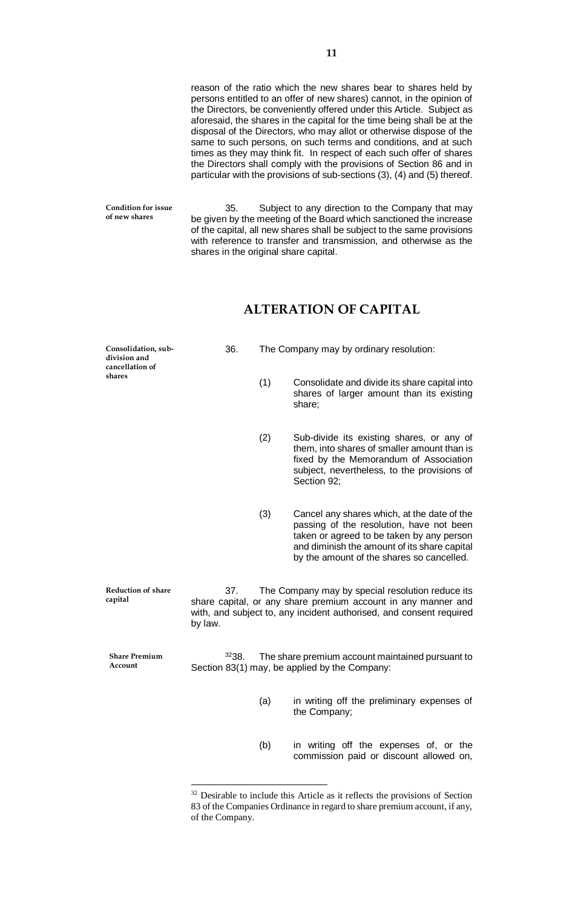reason of the ratio which the new shares bear to shares held by persons entitled to an offer of new shares) cannot, in the opinion of the Directors, be conveniently offered under this Article. Subject as aforesaid, the shares in the capital for the time being shall be at the disposal of the Directors, who may allot or otherwise dispose of the same to such persons, on such terms and conditions, and at such times as they may think fit. In respect of each such offer of shares the Directors shall comply with the provisions of Section 86 and in particular with the provisions of sub-sections (3), (4) and (5) thereof.

**Condition for issue of new shares**

35. Subject to any direction to the Company that may be given by the meeting of the Board which sanctioned the increase of the capital, all new shares shall be subject to the same provisions with reference to transfer and transmission, and otherwise as the shares in the original share capital.

## ALTERATION OF CAPITAL

**Consolidation, sub-division and cancellation of shares**

36. The Company may by ordinary resolution:

(1) Consolidate and divide its share capital into shares of larger amount than its existing share;

(2) Sub-divide its existing shares, or any of them, into shares of smaller amount than is fixed by the Memorandum of Association subject, nevertheless, to the provisions of Section 92;

(3) Cancel any shares which, at the date of the passing of the resolution, have not been taken or agreed to be taken by any person and diminish the amount of its share capital by the amount of the shares so cancelled.

**Reduction of share capital**

37. The Company may by special resolution reduce its share capital, or any share premium account in any manner and with, and subject to, any incident authorised, and consent required by law.

**Share Premium Account**

[32]38. The share premium account maintained pursuant to Section 83(1) may, be applied by the Company:

(a) in writing off the preliminary expenses of the Company;

(b) in writing off the expenses of, or the commission paid or discount allowed on,

---

[32] Desirable to include this Article as it reflects the provisions of Section 83 of the Companies Ordinance in regard to share premium account, if any, of the Company.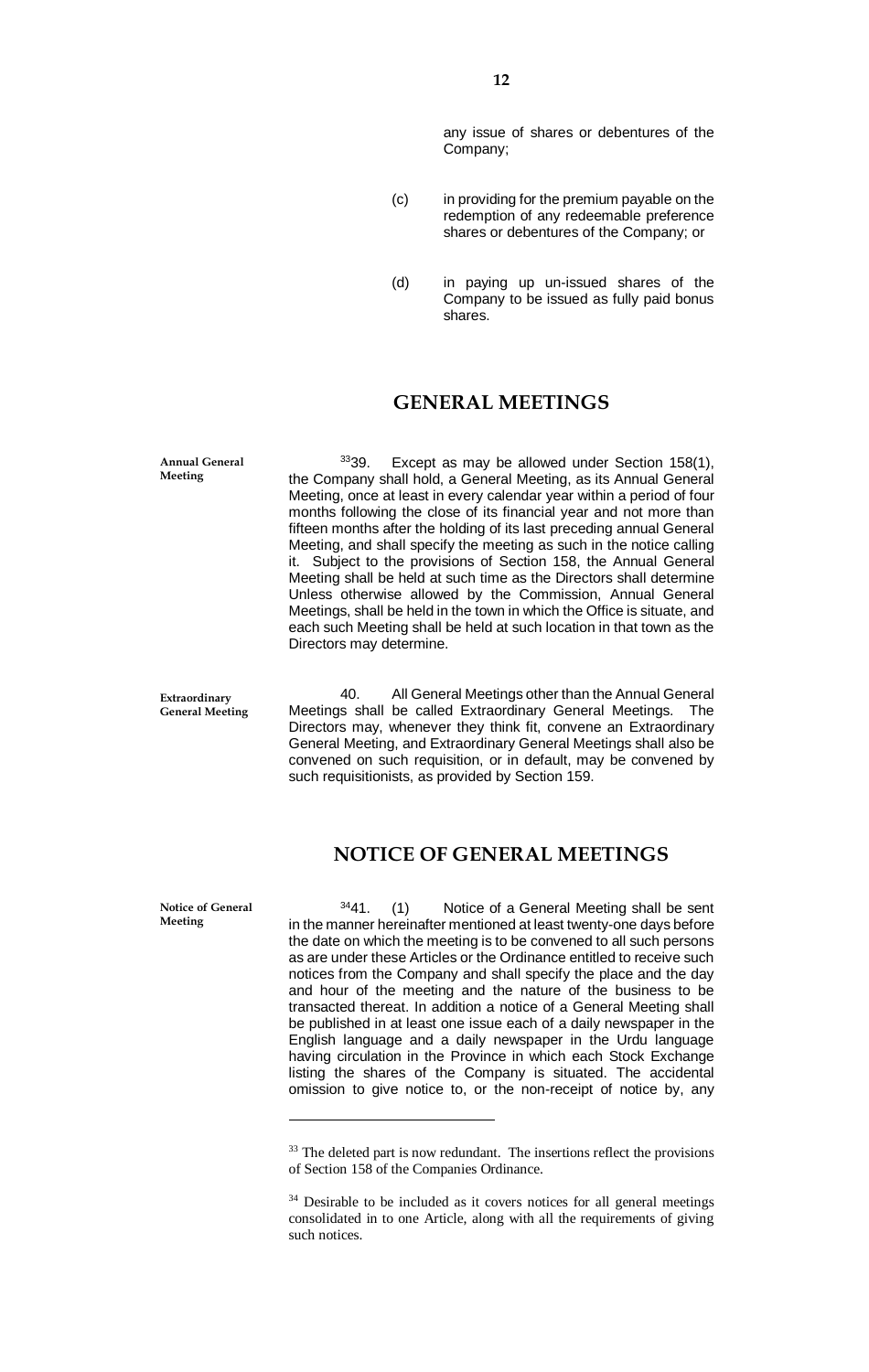any issue of shares or debentures of the Company;

(c) in providing for the premium payable on the redemption of any redeemable preference shares or debentures of the Company; or

(d) in paying up un-issued shares of the Company to be issued as fully paid bonus shares.

## GENERAL MEETINGS

**Annual General Meeting**

[33]39. Except as may be allowed under Section 158(1), the Company shall hold, a General Meeting, as its Annual General Meeting, once at least in every calendar year within a period of four months following the close of its financial year and not more than fifteen months after the holding of its last preceding annual General Meeting, and shall specify the meeting as such in the notice calling it. Subject to the provisions of Section 158, the Annual General Meeting shall be held at such time as the Directors shall determine Unless otherwise allowed by the Commission, Annual General Meetings, shall be held in the town in which the Office is situate, and each such Meeting shall be held at such location in that town as the Directors may determine.

**Extraordinary General Meeting**

40. All General Meetings other than the Annual General Meetings shall be called Extraordinary General Meetings. The Directors may, whenever they think fit, convene an Extraordinary General Meeting, and Extraordinary General Meetings shall also be convened on such requisition, or in default, may be convened by such requisitionists, as provided by Section 159.

## NOTICE OF GENERAL MEETINGS

**Notice of General Meeting**

[34]41. (1) Notice of a General Meeting shall be sent in the manner hereinafter mentioned at least twenty-one days before the date on which the meeting is to be convened to all such persons as are under these Articles or the Ordinance entitled to receive such notices from the Company and shall specify the place and the day and hour of the meeting and the nature of the business to be transacted thereat. In addition a notice of a General Meeting shall be published in at least one issue each of a daily newspaper in the English language and a daily newspaper in the Urdu language having circulation in the Province in which each Stock Exchange listing the shares of the Company is situated. The accidental omission to give notice to, or the non-receipt of notice by, any

---

[33] The deleted part is now redundant. The insertions reflect the provisions of Section 158 of the Companies Ordinance.

[34] Desirable to be included as it covers notices for all general meetings consolidated in to one Article, along with all the requirements of giving such notices.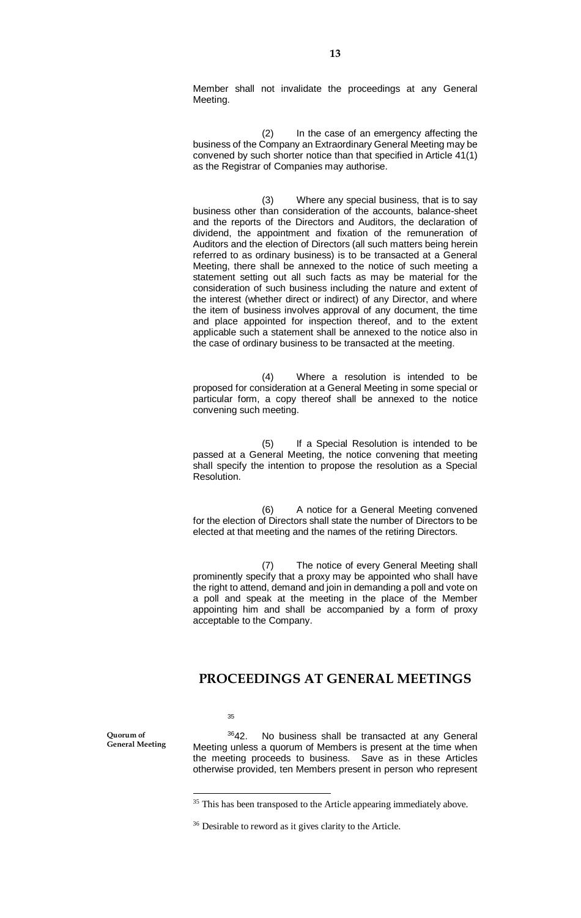Member shall not invalidate the proceedings at any General Meeting.

(2) In the case of an emergency affecting the business of the Company an Extraordinary General Meeting may be convened by such shorter notice than that specified in Article 41(1) as the Registrar of Companies may authorise.

(3) Where any special business, that is to say business other than consideration of the accounts, balance-sheet and the reports of the Directors and Auditors, the declaration of dividend, the appointment and fixation of the remuneration of Auditors and the election of Directors (all such matters being herein referred to as ordinary business) is to be transacted at a General Meeting, there shall be annexed to the notice of such meeting a statement setting out all such facts as may be material for the consideration of such business including the nature and extent of the interest (whether direct or indirect) of any Director, and where the item of business involves approval of any document, the time and place appointed for inspection thereof, and to the extent applicable such a statement shall be annexed to the notice also in the case of ordinary business to be transacted at the meeting.

(4) Where a resolution is intended to be proposed for consideration at a General Meeting in some special or particular form, a copy thereof shall be annexed to the notice convening such meeting.

(5) If a Special Resolution is intended to be passed at a General Meeting, the notice convening that meeting shall specify the intention to propose the resolution as a Special Resolution.

(6) A notice for a General Meeting convened for the election of Directors shall state the number of Directors to be elected at that meeting and the names of the retiring Directors.

(7) The notice of every General Meeting shall prominently specify that a proxy may be appointed who shall have the right to attend, demand and join in demanding a poll and vote on a poll and speak at the meeting in the place of the Member appointing him and shall be accompanied by a form of proxy acceptable to the Company.

## PROCEEDINGS AT GENERAL MEETINGS

[35]

**Quorum of General Meeting**

[36]42. No business shall be transacted at any General Meeting unless a quorum of Members is present at the time when the meeting proceeds to business. Save as in these Articles otherwise provided, ten Members present in person who represent

---

[35] This has been transposed to the Article appearing immediately above.

[36] Desirable to reword as it gives clarity to the Article.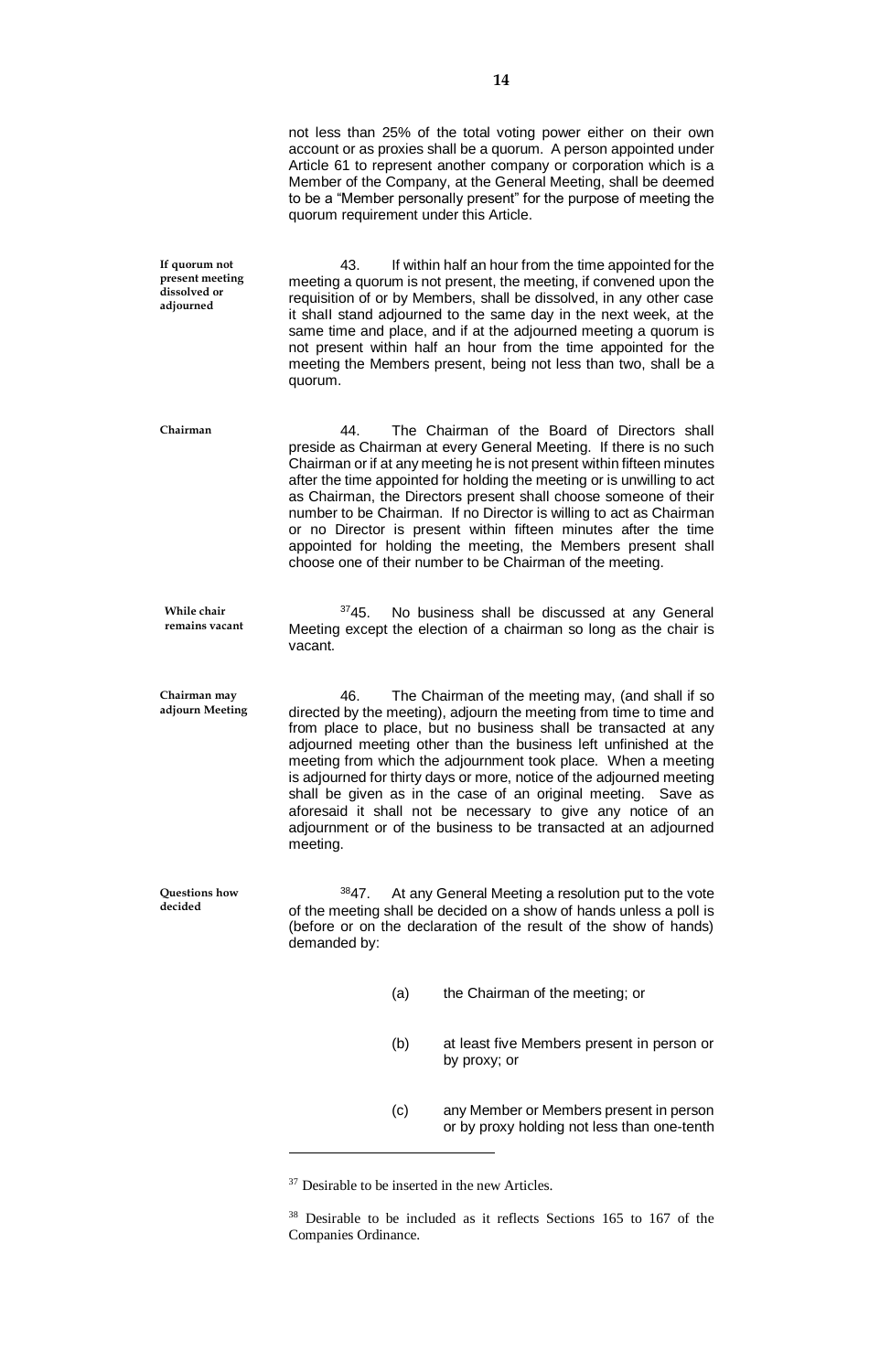not less than 25% of the total voting power either on their own account or as proxies shall be a quorum. A person appointed under Article 61 to represent another company or corporation which is a Member of the Company, at the General Meeting, shall be deemed to be a "Member personally present" for the purpose of meeting the quorum requirement under this Article.

**If quorum not present meeting dissolved or adjourned**

43. If within half an hour from the time appointed for the meeting a quorum is not present, the meeting, if convened upon the requisition of or by Members, shall be dissolved, in any other case it shall stand adjourned to the same day in the next week, at the same time and place, and if at the adjourned meeting a quorum is not present within half an hour from the time appointed for the meeting the Members present, being not less than two, shall be a quorum.

**Chairman**

44. The Chairman of the Board of Directors shall preside as Chairman at every General Meeting. If there is no such Chairman or if at any meeting he is not present within fifteen minutes after the time appointed for holding the meeting or is unwilling to act as Chairman, the Directors present shall choose someone of their number to be Chairman. If no Director is willing to act as Chairman or no Director is present within fifteen minutes after the time appointed for holding the meeting, the Members present shall choose one of their number to be Chairman of the meeting.

**While chair remains vacant**

[37]45. No business shall be discussed at any General Meeting except the election of a chairman so long as the chair is vacant.

**Chairman may adjourn Meeting**

46. The Chairman of the meeting may, (and shall if so directed by the meeting), adjourn the meeting from time to time and from place to place, but no business shall be transacted at any adjourned meeting other than the business left unfinished at the meeting from which the adjournment took place. When a meeting is adjourned for thirty days or more, notice of the adjourned meeting shall be given as in the case of an original meeting. Save as aforesaid it shall not be necessary to give any notice of an adjournment or of the business to be transacted at an adjourned meeting.

**Questions how decided**

[38]47. At any General Meeting a resolution put to the vote of the meeting shall be decided on a show of hands unless a poll is (before or on the declaration of the result of the show of hands) demanded by:

(a) the Chairman of the meeting; or

(b) at least five Members present in person or by proxy; or

(c) any Member or Members present in person or by proxy holding not less than one-tenth

---

[37] Desirable to be inserted in the new Articles.

[38] Desirable to be included as it reflects Sections 165 to 167 of the Companies Ordinance.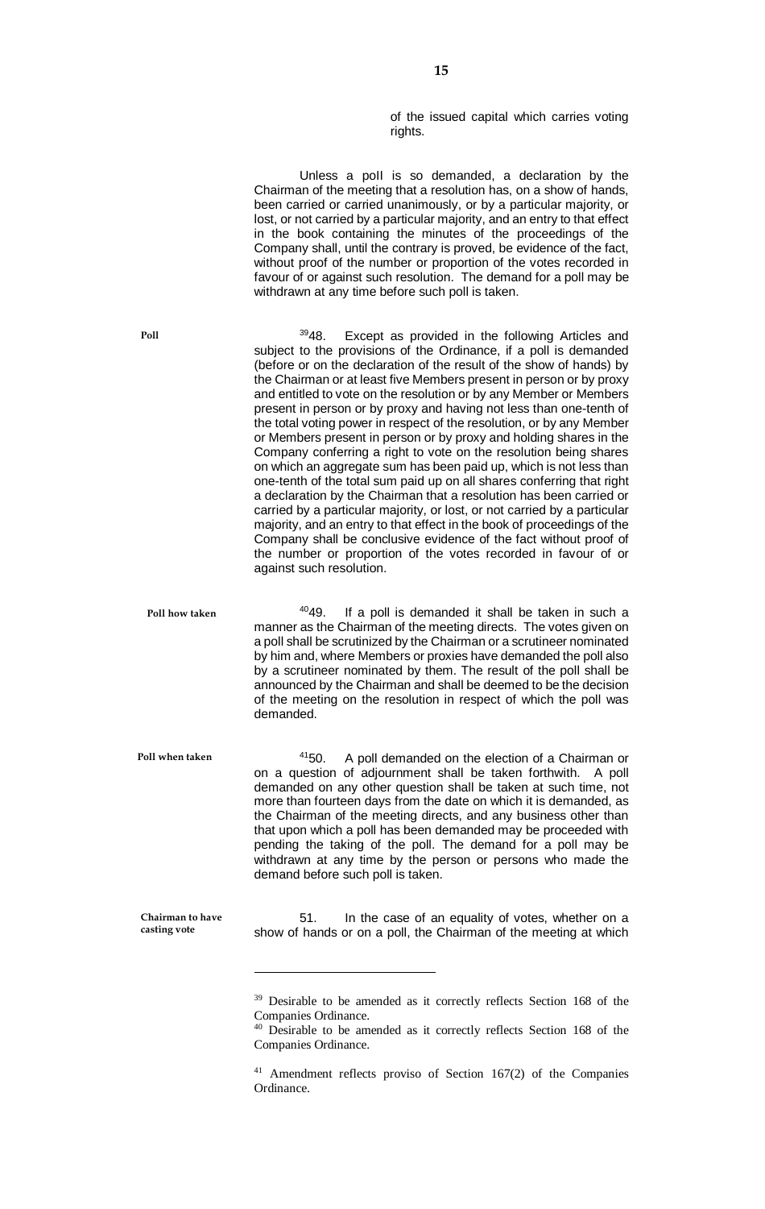of the issued capital which carries voting rights.

Unless a poll is so demanded, a declaration by the Chairman of the meeting that a resolution has, on a show of hands, been carried or carried unanimously, or by a particular majority, or lost, or not carried by a particular majority, and an entry to that effect in the book containing the minutes of the proceedings of the Company shall, until the contrary is proved, be evidence of the fact, without proof of the number or proportion of the votes recorded in favour of or against such resolution. The demand for a poll may be withdrawn at any time before such poll is taken.

**Poll**

[39]48. Except as provided in the following Articles and subject to the provisions of the Ordinance, if a poll is demanded (before or on the declaration of the result of the show of hands) by the Chairman or at least five Members present in person or by proxy and entitled to vote on the resolution or by any Member or Members present in person or by proxy and having not less than one-tenth of the total voting power in respect of the resolution, or by any Member or Members present in person or by proxy and holding shares in the Company conferring a right to vote on the resolution being shares on which an aggregate sum has been paid up, which is not less than one-tenth of the total sum paid up on all shares conferring that right a declaration by the Chairman that a resolution has been carried or carried by a particular majority, or lost, or not carried by a particular majority, and an entry to that effect in the book of proceedings of the Company shall be conclusive evidence of the fact without proof of the number or proportion of the votes recorded in favour of or against such resolution.

**Poll how taken**

[40]49. If a poll is demanded it shall be taken in such a manner as the Chairman of the meeting directs. The votes given on a poll shall be scrutinized by the Chairman or a scrutineer nominated by him and, where Members or proxies have demanded the poll also by a scrutineer nominated by them. The result of the poll shall be announced by the Chairman and shall be deemed to be the decision of the meeting on the resolution in respect of which the poll was demanded.

**Poll when taken**

[41]50. A poll demanded on the election of a Chairman or on a question of adjournment shall be taken forthwith. A poll demanded on any other question shall be taken at such time, not more than fourteen days from the date on which it is demanded, as the Chairman of the meeting directs, and any business other than that upon which a poll has been demanded may be proceeded with pending the taking of the poll. The demand for a poll may be withdrawn at any time by the person or persons who made the demand before such poll is taken.

**Chairman to have casting vote**

51. In the case of an equality of votes, whether on a show of hands or on a poll, the Chairman of the meeting at which

---

[39] Desirable to be amended as it correctly reflects Section 168 of the Companies Ordinance.

[40] Desirable to be amended as it correctly reflects Section 168 of the Companies Ordinance.

[41] Amendment reflects proviso of Section 167(2) of the Companies Ordinance.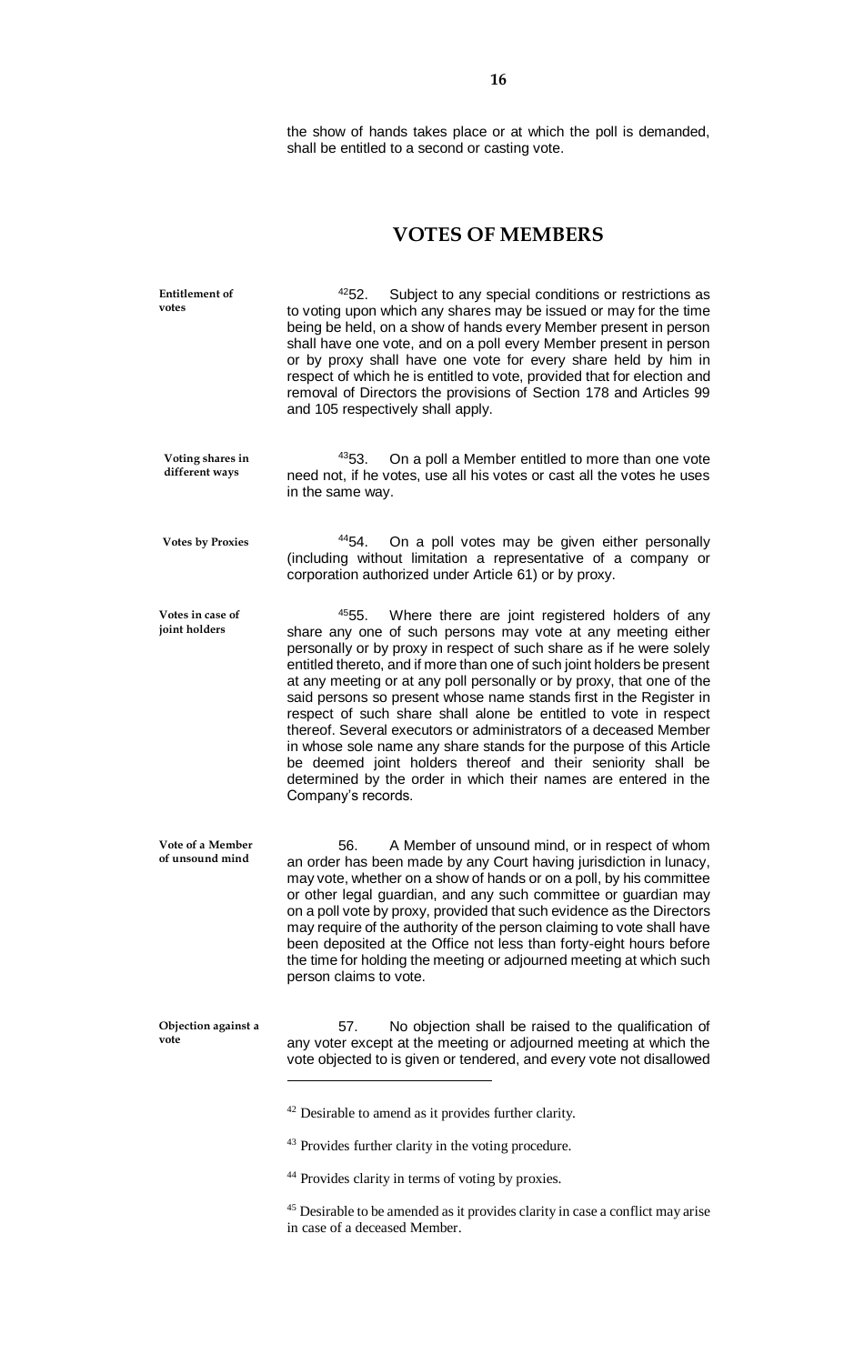the show of hands takes place or at which the poll is demanded, shall be entitled to a second or casting vote.

## VOTES OF MEMBERS

**Entitlement of votes**

[42]52. Subject to any special conditions or restrictions as to voting upon which any shares may be issued or may for the time being be held, on a show of hands every Member present in person shall have one vote, and on a poll every Member present in person or by proxy shall have one vote for every share held by him in respect of which he is entitled to vote, provided that for election and removal of Directors the provisions of Section 178 and Articles 99 and 105 respectively shall apply.

**Voting shares in different ways**

[43]53. On a poll a Member entitled to more than one vote need not, if he votes, use all his votes or cast all the votes he uses in the same way.

**Votes by Proxies**

[44]54. On a poll votes may be given either personally (including without limitation a representative of a company or corporation authorized under Article 61) or by proxy.

**Votes in case of joint holders**

[45]55. Where there are joint registered holders of any share any one of such persons may vote at any meeting either personally or by proxy in respect of such share as if he were solely entitled thereto, and if more than one of such joint holders be present at any meeting or at any poll personally or by proxy, that one of the said persons so present whose name stands first in the Register in respect of such share shall alone be entitled to vote in respect thereof. Several executors or administrators of a deceased Member in whose sole name any share stands for the purpose of this Article be deemed joint holders thereof and their seniority shall be determined by the order in which their names are entered in the Company's records.

**Vote of a Member of unsound mind**

56. A Member of unsound mind, or in respect of whom an order has been made by any Court having jurisdiction in lunacy, may vote, whether on a show of hands or on a poll, by his committee or other legal guardian, and any such committee or guardian may on a poll vote by proxy, provided that such evidence as the Directors may require of the authority of the person claiming to vote shall have been deposited at the Office not less than forty-eight hours before the time for holding the meeting or adjourned meeting at which such person claims to vote.

**Objection against a vote**

57. No objection shall be raised to the qualification of any voter except at the meeting or adjourned meeting at which the vote objected to is given or tendered, and every vote not disallowed

---

[42] Desirable to amend as it provides further clarity.

[43] Provides further clarity in the voting procedure.

[44] Provides clarity in terms of voting by proxies.

[45] Desirable to be amended as it provides clarity in case a conflict may arise in case of a deceased Member.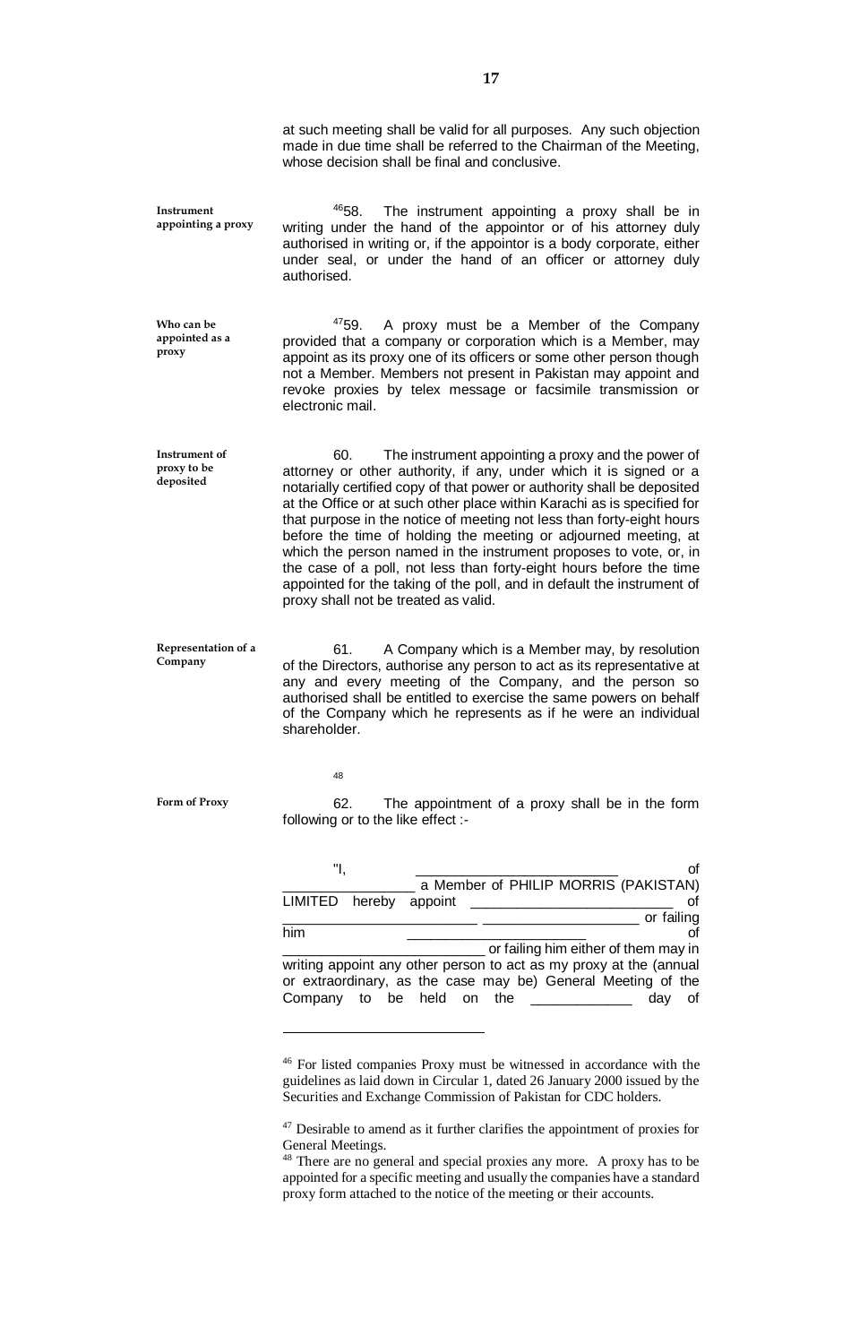at such meeting shall be valid for all purposes. Any such objection made in due time shall be referred to the Chairman of the Meeting, whose decision shall be final and conclusive.

**Instrument appointing a proxy**

[46]58. The instrument appointing a proxy shall be in writing under the hand of the appointor or of his attorney duly authorised in writing or, if the appointor is a body corporate, either under seal, or under the hand of an officer or attorney duly authorised.

**Who can be appointed as a proxy**

[47]59. A proxy must be a Member of the Company provided that a company or corporation which is a Member, may appoint as its proxy one of its officers or some other person though not a Member. Members not present in Pakistan may appoint and revoke proxies by telex message or facsimile transmission or electronic mail.

**Instrument of proxy to be deposited**

60. The instrument appointing a proxy and the power of attorney or other authority, if any, under which it is signed or a notarially certified copy of that power or authority shall be deposited at the Office or at such other place within Karachi as is specified for that purpose in the notice of meeting not less than forty-eight hours before the time of holding the meeting or adjourned meeting, at which the person named in the instrument proposes to vote, or, in the case of a poll, not less than forty-eight hours before the time appointed for the taking of the poll, and in default the instrument of proxy shall not be treated as valid.

**Representation of a Company**

61. A Company which is a Member may, by resolution of the Directors, authorise any person to act as its representative at any and every meeting of the Company, and the person so authorised shall be entitled to exercise the same powers on behalf of the Company which he represents as if he were an individual shareholder.

[48]

**Form of Proxy**

62. The appointment of a proxy shall be in the form following or to the like effect :-

"I, __________________________ of __________________ a Member of PHILIP MORRIS (PAKISTAN) LIMITED hereby appoint ___________________________ of __________________________ ____________________ or failing him _______________________ of ___________________________ or failing him either of them may in writing appoint any other person to act as my proxy at the (annual or extraordinary, as the case may be) General Meeting of the Company to be held on the _____________ day of

---

[46] For listed companies Proxy must be witnessed in accordance with the guidelines as laid down in Circular 1, dated 26 January 2000 issued by the Securities and Exchange Commission of Pakistan for CDC holders.

[47] Desirable to amend as it further clarifies the appointment of proxies for General Meetings.

[48] There are no general and special proxies any more. A proxy has to be appointed for a specific meeting and usually the companies have a standard proxy form attached to the notice of the meeting or their accounts.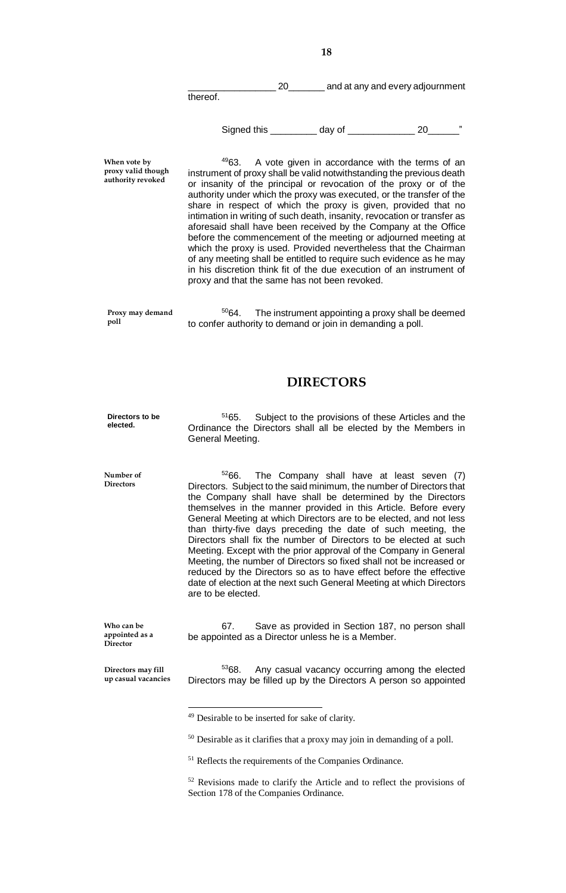\_\_\_\_\_\_\_\_\_\_\_\_\_\_\_\_\_ 20\_\_\_\_\_\_\_ and at any and every adjournment thereof.

Signed this \_\_\_\_\_\_\_\_\_ day of \_\_\_\_\_\_\_\_\_\_\_\_\_ 20\_\_\_\_\_\_"

**When vote by proxy valid though authority revoked**

[49]63. A vote given in accordance with the terms of an instrument of proxy shall be valid notwithstanding the previous death or insanity of the principal or revocation of the proxy or of the authority under which the proxy was executed, or the transfer of the share in respect of which the proxy is given, provided that no intimation in writing of such death, insanity, revocation or transfer as aforesaid shall have been received by the Company at the Office before the commencement of the meeting or adjourned meeting at which the proxy is used. Provided nevertheless that the Chairman of any meeting shall be entitled to require such evidence as he may in his discretion think fit of the due execution of an instrument of proxy and that the same has not been revoked.

**Proxy may demand poll**

[50]64. The instrument appointing a proxy shall be deemed to confer authority to demand or join in demanding a poll.

## DIRECTORS

**Directors to be elected.**

[51]65. Subject to the provisions of these Articles and the Ordinance the Directors shall all be elected by the Members in General Meeting.

**Number of Directors**

[52]66. The Company shall have at least seven (7) Directors. Subject to the said minimum, the number of Directors that the Company shall have shall be determined by the Directors themselves in the manner provided in this Article. Before every General Meeting at which Directors are to be elected, and not less than thirty-five days preceding the date of such meeting, the Directors shall fix the number of Directors to be elected at such Meeting. Except with the prior approval of the Company in General Meeting, the number of Directors so fixed shall not be increased or reduced by the Directors so as to have effect before the effective date of election at the next such General Meeting at which Directors are to be elected.

**Who can be appointed as a Director**

67. Save as provided in Section 187, no person shall be appointed as a Director unless he is a Member.

**Directors may fill up casual vacancies**

[53]68. Any casual vacancy occurring among the elected Directors may be filled up by the Directors A person so appointed

---

[49] Desirable to be inserted for sake of clarity.

[50] Desirable as it clarifies that a proxy may join in demanding of a poll.

[51] Reflects the requirements of the Companies Ordinance.

[52] Revisions made to clarify the Article and to reflect the provisions of Section 178 of the Companies Ordinance.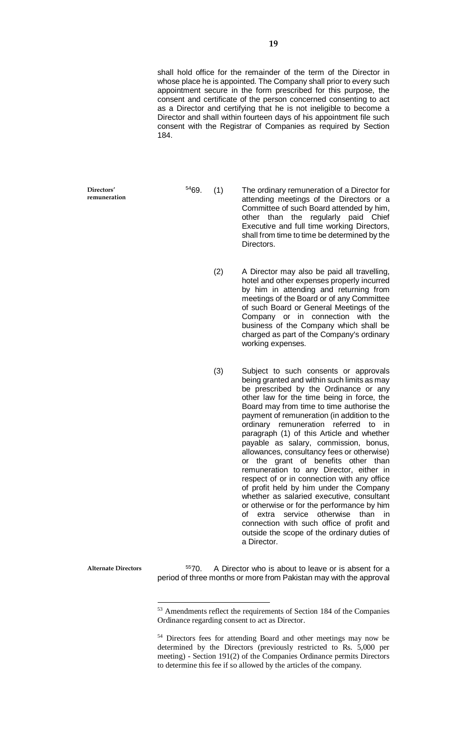shall hold office for the remainder of the term of the Director in whose place he is appointed. The Company shall prior to every such appointment secure in the form prescribed for this purpose, the consent and certificate of the person concerned consenting to act as a Director and certifying that he is not ineligible to become a Director and shall within fourteen days of his appointment file such consent with the Registrar of Companies as required by Section 184.

**Directors' remuneration**

[54]69. (1) The ordinary remuneration of a Director for attending meetings of the Directors or a Committee of such Board attended by him, other than the regularly paid Chief Executive and full time working Directors, shall from time to time be determined by the Directors.

(2) A Director may also be paid all travelling, hotel and other expenses properly incurred by him in attending and returning from meetings of the Board or of any Committee of such Board or General Meetings of the Company or in connection with the business of the Company which shall be charged as part of the Company's ordinary working expenses.

(3) Subject to such consents or approvals being granted and within such limits as may be prescribed by the Ordinance or any other law for the time being in force, the Board may from time to time authorise the payment of remuneration (in addition to the ordinary remuneration referred to in paragraph (1) of this Article and whether payable as salary, commission, bonus, allowances, consultancy fees or otherwise) or the grant of benefits other than remuneration to any Director, either in respect of or in connection with any office of profit held by him under the Company whether as salaried executive, consultant or otherwise or for the performance by him of extra service otherwise than in connection with such office of profit and outside the scope of the ordinary duties of a Director.

**Alternate Directors**

[55]70. A Director who is about to leave or is absent for a period of three months or more from Pakistan may with the approval

---

[53] Amendments reflect the requirements of Section 184 of the Companies Ordinance regarding consent to act as Director.

[54] Directors fees for attending Board and other meetings may now be determined by the Directors (previously restricted to Rs. 5,000 per meeting) - Section 191(2) of the Companies Ordinance permits Directors to determine this fee if so allowed by the articles of the company.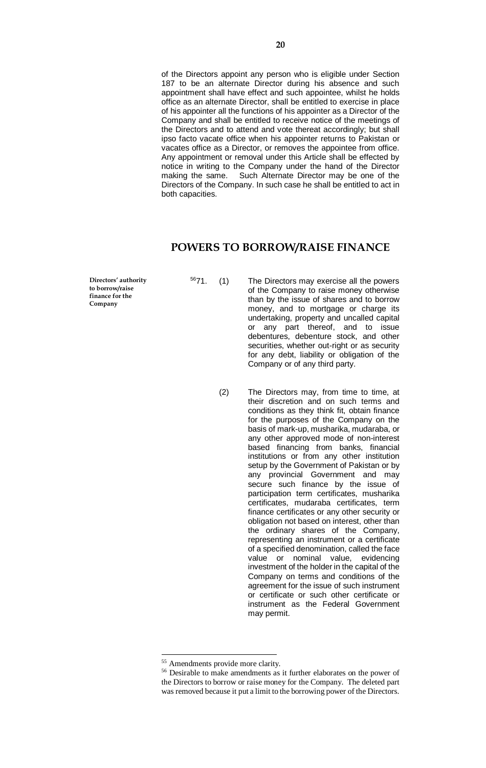of the Directors appoint any person who is eligible under Section 187 to be an alternate Director during his absence and such appointment shall have effect and such appointee, whilst he holds office as an alternate Director, shall be entitled to exercise in place of his appointer all the functions of his appointer as a Director of the Company and shall be entitled to receive notice of the meetings of the Directors and to attend and vote thereat accordingly; but shall ipso facto vacate office when his appointer returns to Pakistan or vacates office as a Director, or removes the appointee from office. Any appointment or removal under this Article shall be effected by notice in writing to the Company under the hand of the Director making the same. Such Alternate Director may be one of the Directors of the Company. In such case he shall be entitled to act in both capacities.

## POWERS TO BORROW/RAISE FINANCE

**Directors' authority to borrow/raise finance for the Company**

[56]71. (1) The Directors may exercise all the powers of the Company to raise money otherwise than by the issue of shares and to borrow money, and to mortgage or charge its undertaking, property and uncalled capital or any part thereof, and to issue debentures, debenture stock, and other securities, whether out-right or as security for any debt, liability or obligation of the Company or of any third party.

(2) The Directors may, from time to time, at their discretion and on such terms and conditions as they think fit, obtain finance for the purposes of the Company on the basis of mark-up, musharika, mudaraba, or any other approved mode of non-interest based financing from banks, financial institutions or from any other institution setup by the Government of Pakistan or by any provincial Government and may secure such finance by the issue of participation term certificates, musharika certificates, mudaraba certificates, term finance certificates or any other security or obligation not based on interest, other than the ordinary shares of the Company, representing an instrument or a certificate of a specified denomination, called the face value or nominal value, evidencing investment of the holder in the capital of the Company on terms and conditions of the agreement for the issue of such instrument or certificate or such other certificate or instrument as the Federal Government may permit.

---

[55] Amendments provide more clarity.

[56] Desirable to make amendments as it further elaborates on the power of the Directors to borrow or raise money for the Company. The deleted part was removed because it put a limit to the borrowing power of the Directors.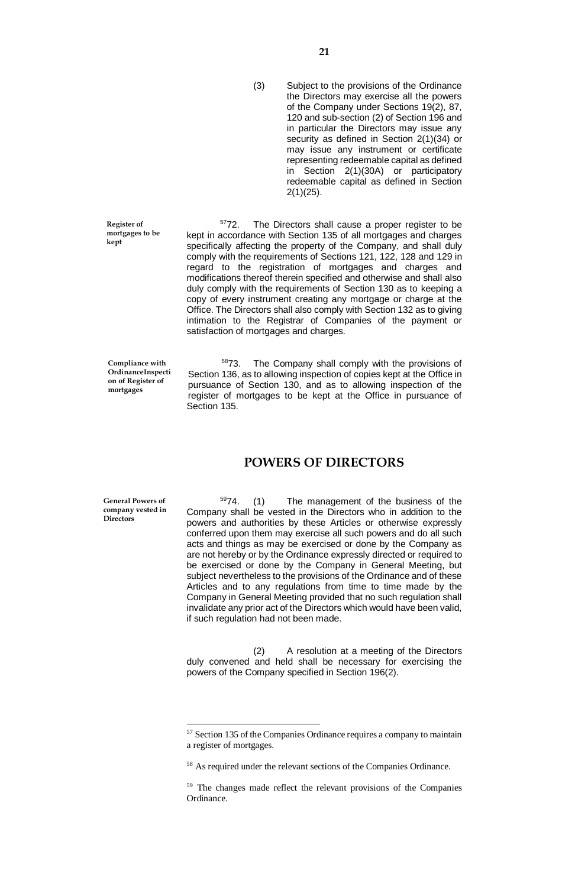(3) Subject to the provisions of the Ordinance the Directors may exercise all the powers of the Company under Sections 19(2), 87, 120 and sub-section (2) of Section 196 and in particular the Directors may issue any security as defined in Section 2(1)(34) or may issue any instrument or certificate representing redeemable capital as defined in Section 2(1)(30A) or participatory redeemable capital as defined in Section 2(1)(25).

**Register of mortgages to be kept**

[57]72. The Directors shall cause a proper register to be kept in accordance with Section 135 of all mortgages and charges specifically affecting the property of the Company, and shall duly comply with the requirements of Sections 121, 122, 128 and 129 in regard to the registration of mortgages and charges and modifications thereof therein specified and otherwise and shall also duly comply with the requirements of Section 130 as to keeping a copy of every instrument creating any mortgage or charge at the Office. The Directors shall also comply with Section 132 as to giving intimation to the Registrar of Companies of the payment or satisfaction of mortgages and charges.

**Compliance with OrdinanceInspection of Register of mortgages**

[58]73. The Company shall comply with the provisions of Section 136, as to allowing inspection of copies kept at the Office in pursuance of Section 130, and as to allowing inspection of the register of mortgages to be kept at the Office in pursuance of Section 135.

## POWERS OF DIRECTORS

**General Powers of company vested in Directors**

[59]74. (1) The management of the business of the Company shall be vested in the Directors who in addition to the powers and authorities by these Articles or otherwise expressly conferred upon them may exercise all such powers and do all such acts and things as may be exercised or done by the Company as are not hereby or by the Ordinance expressly directed or required to be exercised or done by the Company in General Meeting, but subject nevertheless to the provisions of the Ordinance and of these Articles and to any regulations from time to time made by the Company in General Meeting provided that no such regulation shall invalidate any prior act of the Directors which would have been valid, if such regulation had not been made.

(2) A resolution at a meeting of the Directors duly convened and held shall be necessary for exercising the powers of the Company specified in Section 196(2).

---

[57] Section 135 of the Companies Ordinance requires a company to maintain a register of mortgages.

[58] As required under the relevant sections of the Companies Ordinance.

[59] The changes made reflect the relevant provisions of the Companies Ordinance.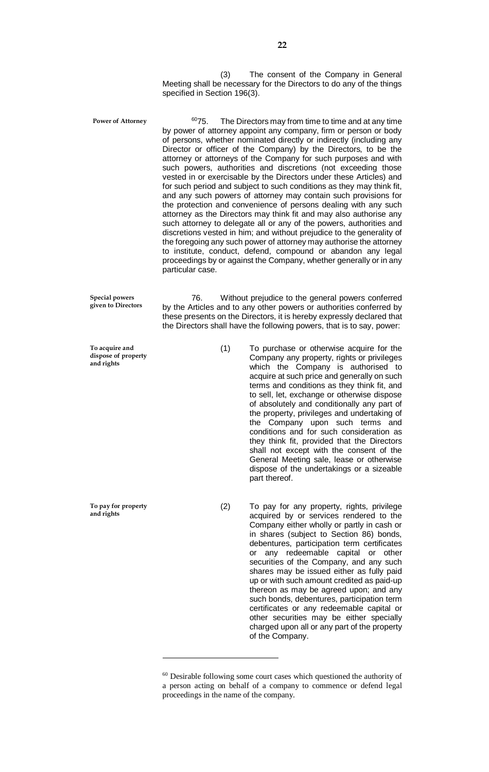(3) The consent of the Company in General Meeting shall be necessary for the Directors to do any of the things specified in Section 196(3).

**Power of Attorney**

[60]75. The Directors may from time to time and at any time by power of attorney appoint any company, firm or person or body of persons, whether nominated directly or indirectly (including any Director or officer of the Company) by the Directors, to be the attorney or attorneys of the Company for such purposes and with such powers, authorities and discretions (not exceeding those vested in or exercisable by the Directors under these Articles) and for such period and subject to such conditions as they may think fit, and any such powers of attorney may contain such provisions for the protection and convenience of persons dealing with any such attorney as the Directors may think fit and may also authorise any such attorney to delegate all or any of the powers, authorities and discretions vested in him; and without prejudice to the generality of the foregoing any such power of attorney may authorise the attorney to institute, conduct, defend, compound or abandon any legal proceedings by or against the Company, whether generally or in any particular case.

**Special powers given to Directors**

76. Without prejudice to the general powers conferred by the Articles and to any other powers or authorities conferred by these presents on the Directors, it is hereby expressly declared that the Directors shall have the following powers, that is to say, power:

**To acquire and dispose of property and rights**

(1) To purchase or otherwise acquire for the Company any property, rights or privileges which the Company is authorised to acquire at such price and generally on such terms and conditions as they think fit, and to sell, let, exchange or otherwise dispose of absolutely and conditionally any part of the property, privileges and undertaking of the Company upon such terms and conditions and for such consideration as they think fit, provided that the Directors shall not except with the consent of the General Meeting sale, lease or otherwise dispose of the undertakings or a sizeable part thereof.

**To pay for property and rights**

(2) To pay for any property, rights, privilege acquired by or services rendered to the Company either wholly or partly in cash or in shares (subject to Section 86) bonds, debentures, participation term certificates or any redeemable capital or other securities of the Company, and any such shares may be issued either as fully paid up or with such amount credited as paid-up thereon as may be agreed upon; and any such bonds, debentures, participation term certificates or any redeemable capital or other securities may be either specially charged upon all or any part of the property of the Company.

---

[60] Desirable following some court cases which questioned the authority of a person acting on behalf of a company to commence or defend legal proceedings in the name of the company.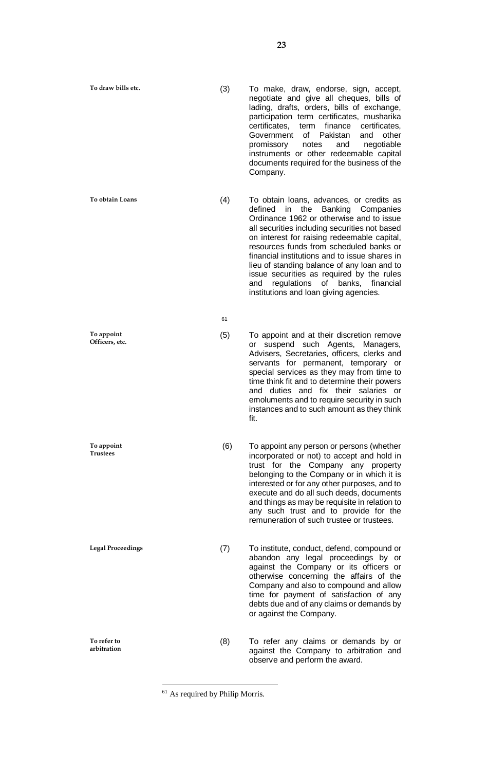**To draw bills etc.**

(3) To make, draw, endorse, sign, accept, negotiate and give all cheques, bills of lading, drafts, orders, bills of exchange, participation term certificates, musharika certificates, term finance certificates, Government of Pakistan and other promissory notes and negotiable instruments or other redeemable capital documents required for the business of the Company.

**To obtain Loans**

(4) To obtain loans, advances, or credits as defined in the Banking Companies Ordinance 1962 or otherwise and to issue all securities including securities not based on interest for raising redeemable capital, resources funds from scheduled banks or financial institutions and to issue shares in lieu of standing balance of any loan and to issue securities as required by the rules and regulations of banks, financial institutions and loan giving agencies.

[61]

**To appoint Officers, etc.**

(5) To appoint and at their discretion remove or suspend such Agents, Managers, Advisers, Secretaries, officers, clerks and servants for permanent, temporary or special services as they may from time to time think fit and to determine their powers and duties and fix their salaries or emoluments and to require security in such instances and to such amount as they think fit.

**To appoint Trustees**

(6) To appoint any person or persons (whether incorporated or not) to accept and hold in trust for the Company any property belonging to the Company or in which it is interested or for any other purposes, and to execute and do all such deeds, documents and things as may be requisite in relation to any such trust and to provide for the remuneration of such trustee or trustees.

**Legal Proceedings**

(7) To institute, conduct, defend, compound or abandon any legal proceedings by or against the Company or its officers or otherwise concerning the affairs of the Company and also to compound and allow time for payment of satisfaction of any debts due and of any claims or demands by or against the Company.

**To refer to arbitration**

(8) To refer any claims or demands by or against the Company to arbitration and observe and perform the award.

---

[61] As required by Philip Morris.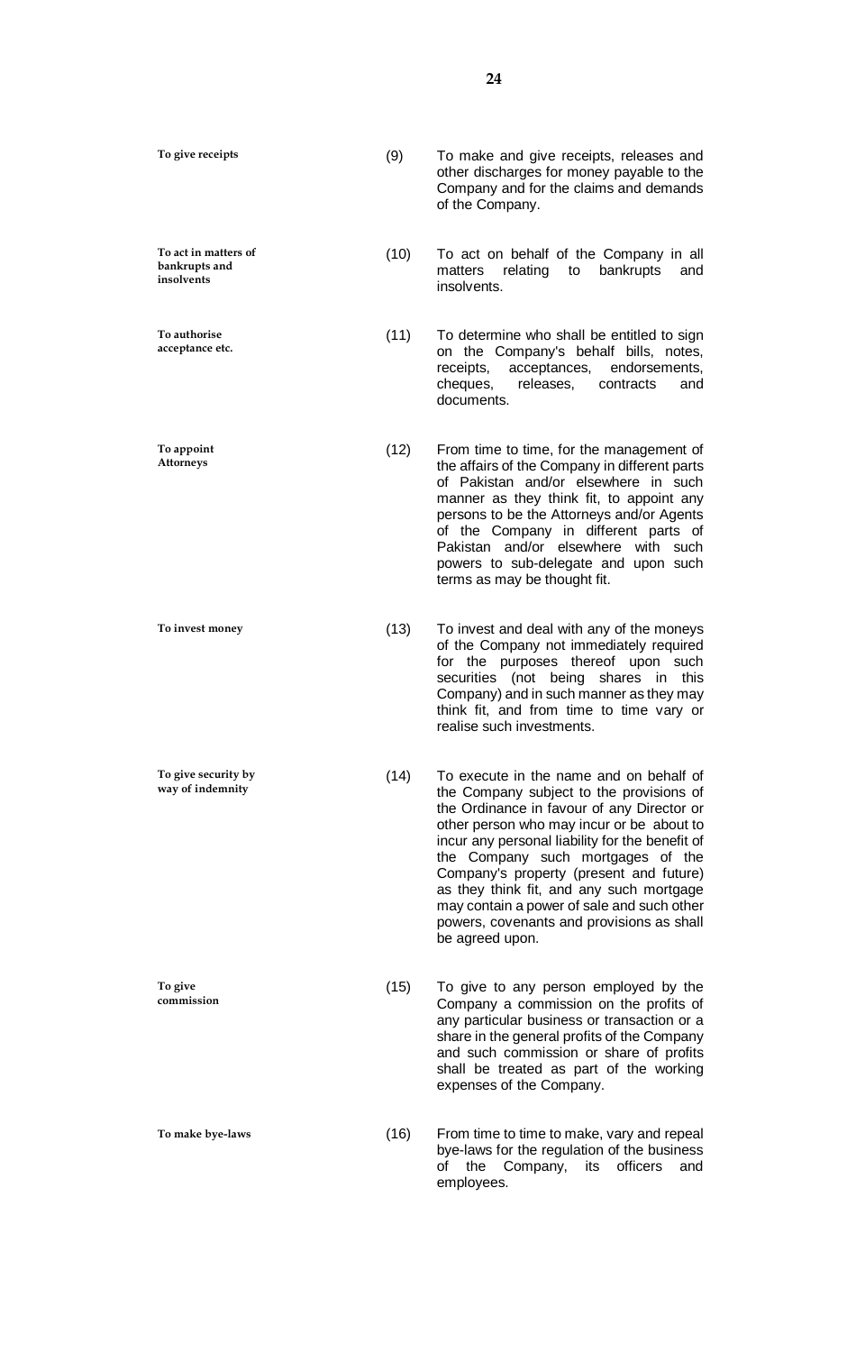**To give receipts**

(9) To make and give receipts, releases and other discharges for money payable to the Company and for the claims and demands of the Company.

**To act in matters of bankrupts and insolvents**

(10) To act on behalf of the Company in all matters relating to bankrupts and insolvents.

**To authorise acceptance etc.**

(11) To determine who shall be entitled to sign on the Company's behalf bills, notes, receipts, acceptances, endorsements, cheques, releases, contracts and documents.

**To appoint Attorneys**

(12) From time to time, for the management of the affairs of the Company in different parts of Pakistan and/or elsewhere in such manner as they think fit, to appoint any persons to be the Attorneys and/or Agents of the Company in different parts of Pakistan and/or elsewhere with such powers to sub-delegate and upon such terms as may be thought fit.

**To invest money**

(13) To invest and deal with any of the moneys of the Company not immediately required for the purposes thereof upon such securities (not being shares in this Company) and in such manner as they may think fit, and from time to time vary or realise such investments.

**To give security by way of indemnity**

(14) To execute in the name and on behalf of the Company subject to the provisions of the Ordinance in favour of any Director or other person who may incur or be about to incur any personal liability for the benefit of the Company such mortgages of the Company's property (present and future) as they think fit, and any such mortgage may contain a power of sale and such other powers, covenants and provisions as shall be agreed upon.

**To give commission**

(15) To give to any person employed by the Company a commission on the profits of any particular business or transaction or a share in the general profits of the Company and such commission or share of profits shall be treated as part of the working expenses of the Company.

**To make bye-laws**

(16) From time to time to make, vary and repeal bye-laws for the regulation of the business of the Company, its officers and employees.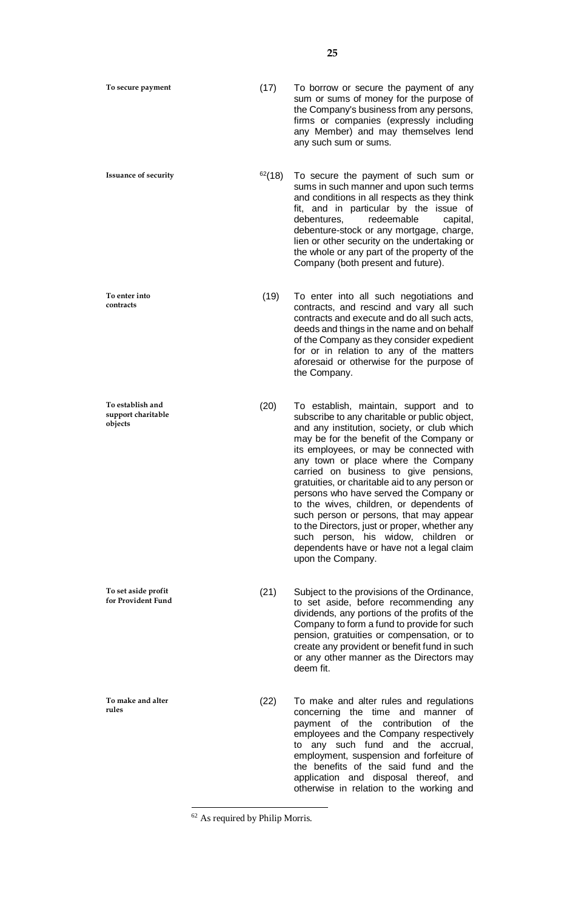**To secure payment**

(17) To borrow or secure the payment of any sum or sums of money for the purpose of the Company's business from any persons, firms or companies (expressly including any Member) and may themselves lend any such sum or sums.

**Issuance of security**

[62](18) To secure the payment of such sum or sums in such manner and upon such terms and conditions in all respects as they think fit, and in particular by the issue of debentures, redeemable capital, debenture-stock or any mortgage, charge, lien or other security on the undertaking or the whole or any part of the property of the Company (both present and future).

**To enter into contracts**

(19) To enter into all such negotiations and contracts, and rescind and vary all such contracts and execute and do all such acts, deeds and things in the name and on behalf of the Company as they consider expedient for or in relation to any of the matters aforesaid or otherwise for the purpose of the Company.

**To establish and support charitable objects**

(20) To establish, maintain, support and to subscribe to any charitable or public object, and any institution, society, or club which may be for the benefit of the Company or its employees, or may be connected with any town or place where the Company carried on business to give pensions, gratuities, or charitable aid to any person or persons who have served the Company or to the wives, children, or dependents of such person or persons, that may appear to the Directors, just or proper, whether any such person, his widow, children or dependents have or have not a legal claim upon the Company.

**To set aside profit for Provident Fund**

(21) Subject to the provisions of the Ordinance, to set aside, before recommending any dividends, any portions of the profits of the Company to form a fund to provide for such pension, gratuities or compensation, or to create any provident or benefit fund in such or any other manner as the Directors may deem fit.

**To make and alter rules**

(22) To make and alter rules and regulations concerning the time and manner of payment of the contribution of the employees and the Company respectively to any such fund and the accrual, employment, suspension and forfeiture of the benefits of the said fund and the application and disposal thereof, and otherwise in relation to the working and

---

[62] As required by Philip Morris.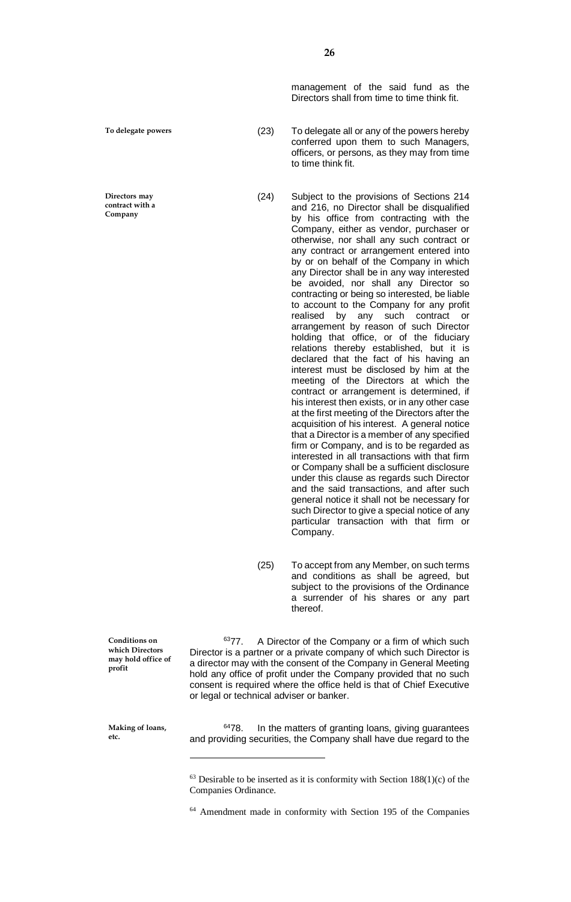management of the said fund as the Directors shall from time to time think fit.

**To delegate powers**

(23) To delegate all or any of the powers hereby conferred upon them to such Managers, officers, or persons, as they may from time to time think fit.

**Directors may contract with a Company**

(24) Subject to the provisions of Sections 214 and 216, no Director shall be disqualified by his office from contracting with the Company, either as vendor, purchaser or otherwise, nor shall any such contract or any contract or arrangement entered into by or on behalf of the Company in which any Director shall be in any way interested be avoided, nor shall any Director so contracting or being so interested, be liable to account to the Company for any profit realised by any such contract or arrangement by reason of such Director holding that office, or of the fiduciary relations thereby established, but it is declared that the fact of his having an interest must be disclosed by him at the meeting of the Directors at which the contract or arrangement is determined, if his interest then exists, or in any other case at the first meeting of the Directors after the acquisition of his interest. A general notice that a Director is a member of any specified firm or Company, and is to be regarded as interested in all transactions with that firm or Company shall be a sufficient disclosure under this clause as regards such Director and the said transactions, and after such general notice it shall not be necessary for such Director to give a special notice of any particular transaction with that firm or Company.

(25) To accept from any Member, on such terms and conditions as shall be agreed, but subject to the provisions of the Ordinance a surrender of his shares or any part thereof.

**Conditions on which Directors may hold office of profit**

[63]77. A Director of the Company or a firm of which such Director is a partner or a private company of which such Director is a director may with the consent of the Company in General Meeting hold any office of profit under the Company provided that no such consent is required where the office held is that of Chief Executive or legal or technical adviser or banker.

**Making of loans, etc.**

[64]78. In the matters of granting loans, giving guarantees and providing securities, the Company shall have due regard to the

---

[63] Desirable to be inserted as it is conformity with Section 188(1)(c) of the Companies Ordinance.

[64] Amendment made in conformity with Section 195 of the Companies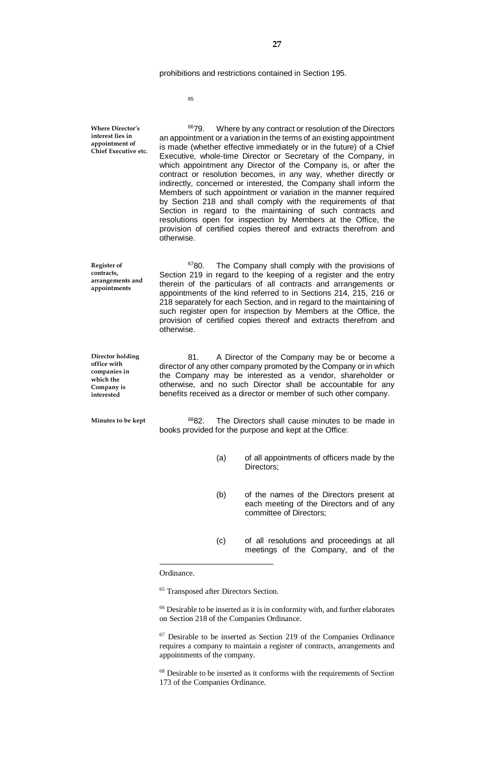prohibitions and restrictions contained in Section 195.

[65]

**Where Director's interest lies in appointment of Chief Executive etc.**

[66]79. Where by any contract or resolution of the Directors an appointment or a variation in the terms of an existing appointment is made (whether effective immediately or in the future) of a Chief Executive, whole-time Director or Secretary of the Company, in which appointment any Director of the Company is, or after the contract or resolution becomes, in any way, whether directly or indirectly, concerned or interested, the Company shall inform the Members of such appointment or variation in the manner required by Section 218 and shall comply with the requirements of that Section in regard to the maintaining of such contracts and resolutions open for inspection by Members at the Office, the provision of certified copies thereof and extracts therefrom and otherwise.

**Register of contracts, arrangements and appointments**

[67]80. The Company shall comply with the provisions of Section 219 in regard to the keeping of a register and the entry therein of the particulars of all contracts and arrangements or appointments of the kind referred to in Sections 214, 215, 216 or 218 separately for each Section, and in regard to the maintaining of such register open for inspection by Members at the Office, the provision of certified copies thereof and extracts therefrom and otherwise.

**Director holding office with companies in which the Company is interested**

81. A Director of the Company may be or become a director of any other company promoted by the Company or in which the Company may be interested as a vendor, shareholder or otherwise, and no such Director shall be accountable for any benefits received as a director or member of such other company.

**Minutes to be kept**

[68]82. The Directors shall cause minutes to be made in books provided for the purpose and kept at the Office:

(a) of all appointments of officers made by the Directors;

(b) of the names of the Directors present at each meeting of the Directors and of any committee of Directors;

(c) of all resolutions and proceedings at all meetings of the Company, and of the

---

Ordinance.

[65] Transposed after Directors Section.

[66] Desirable to be inserted as it is in conformity with, and further elaborates on Section 218 of the Companies Ordinance.

[67] Desirable to be inserted as Section 219 of the Companies Ordinance requires a company to maintain a register of contracts, arrangements and appointments of the company.

[68] Desirable to be inserted as it conforms with the requirements of Section 173 of the Companies Ordinance.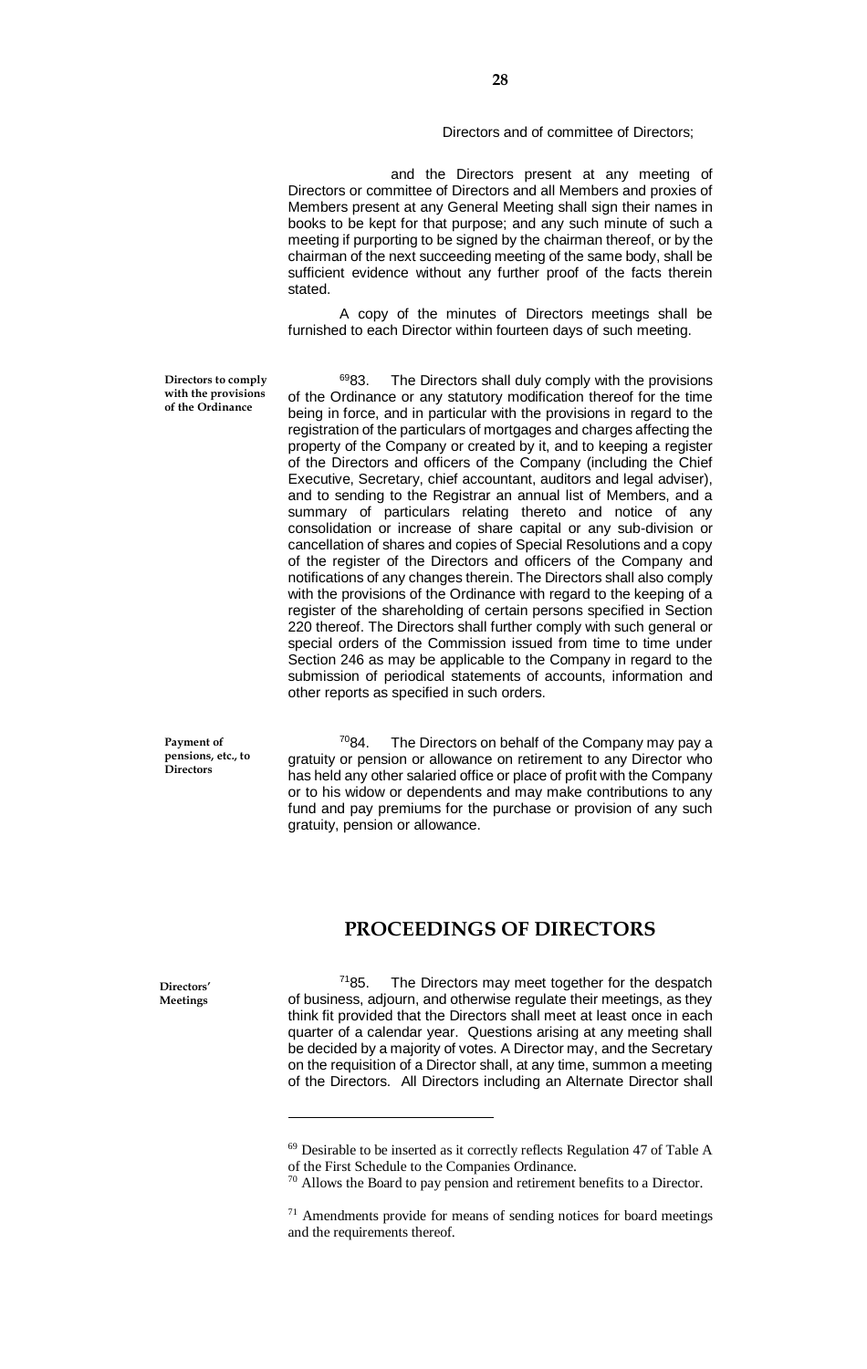Directors and of committee of Directors;

and the Directors present at any meeting of Directors or committee of Directors and all Members and proxies of Members present at any General Meeting shall sign their names in books to be kept for that purpose; and any such minute of such a meeting if purporting to be signed by the chairman thereof, or by the chairman of the next succeeding meeting of the same body, shall be sufficient evidence without any further proof of the facts therein stated.

A copy of the minutes of Directors meetings shall be furnished to each Director within fourteen days of such meeting.

**Directors to comply with the provisions of the Ordinance**

[69]83. The Directors shall duly comply with the provisions of the Ordinance or any statutory modification thereof for the time being in force, and in particular with the provisions in regard to the registration of the particulars of mortgages and charges affecting the property of the Company or created by it, and to keeping a register of the Directors and officers of the Company (including the Chief Executive, Secretary, chief accountant, auditors and legal adviser), and to sending to the Registrar an annual list of Members, and a summary of particulars relating thereto and notice of any consolidation or increase of share capital or any sub-division or cancellation of shares and copies of Special Resolutions and a copy of the register of the Directors and officers of the Company and notifications of any changes therein. The Directors shall also comply with the provisions of the Ordinance with regard to the keeping of a register of the shareholding of certain persons specified in Section 220 thereof. The Directors shall further comply with such general or special orders of the Commission issued from time to time under Section 246 as may be applicable to the Company in regard to the submission of periodical statements of accounts, information and other reports as specified in such orders.

**Payment of pensions, etc., to Directors**

[70]84. The Directors on behalf of the Company may pay a gratuity or pension or allowance on retirement to any Director who has held any other salaried office or place of profit with the Company or to his widow or dependents and may make contributions to any fund and pay premiums for the purchase or provision of any such gratuity, pension or allowance.

## PROCEEDINGS OF DIRECTORS

**Directors' Meetings**

[71]85. The Directors may meet together for the despatch of business, adjourn, and otherwise regulate their meetings, as they think fit provided that the Directors shall meet at least once in each quarter of a calendar year. Questions arising at any meeting shall be decided by a majority of votes. A Director may, and the Secretary on the requisition of a Director shall, at any time, summon a meeting of the Directors. All Directors including an Alternate Director shall

---

[69] Desirable to be inserted as it correctly reflects Regulation 47 of Table A of the First Schedule to the Companies Ordinance.

[70] Allows the Board to pay pension and retirement benefits to a Director.

[71] Amendments provide for means of sending notices for board meetings and the requirements thereof.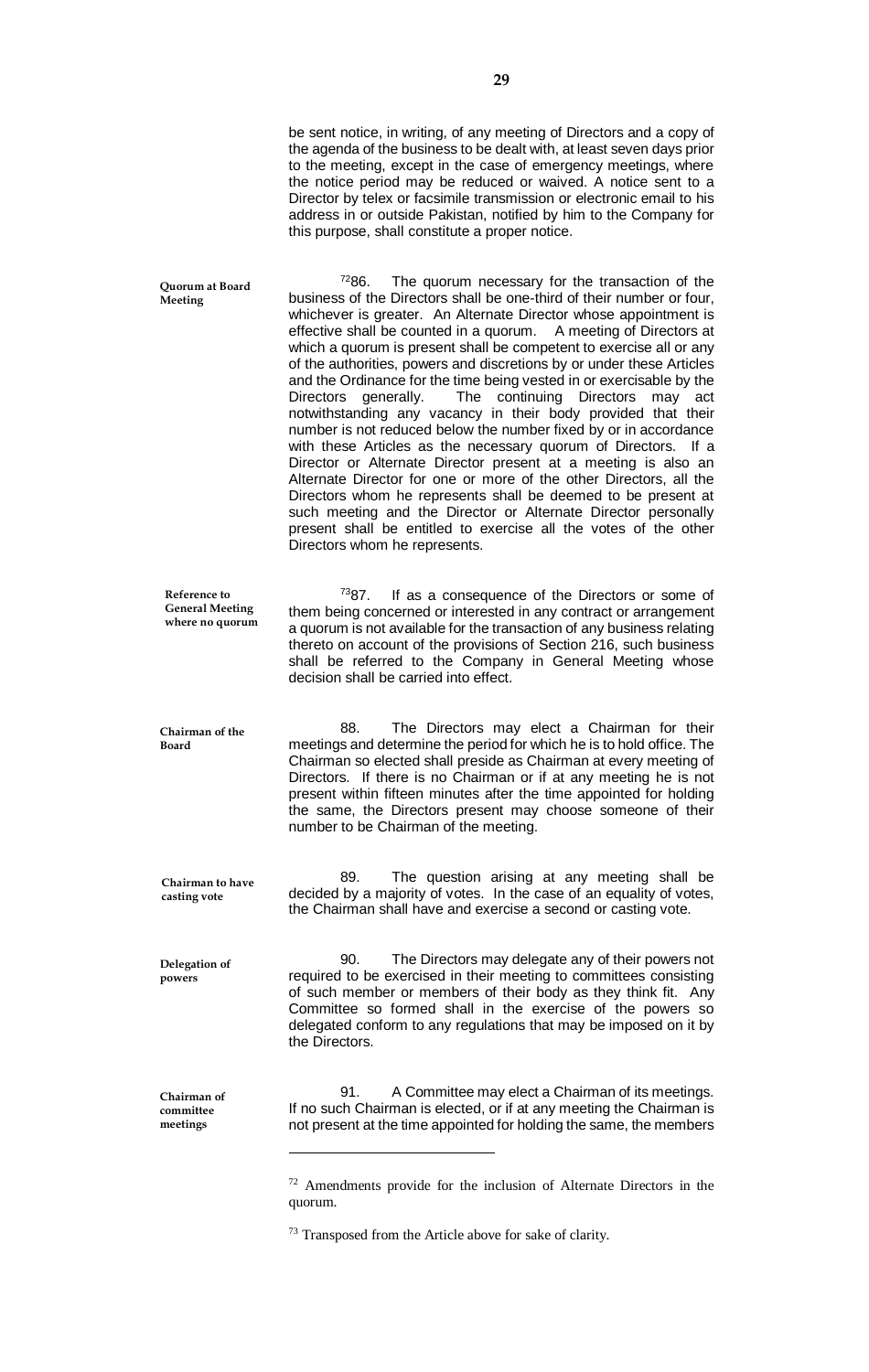be sent notice, in writing, of any meeting of Directors and a copy of the agenda of the business to be dealt with, at least seven days prior to the meeting, except in the case of emergency meetings, where the notice period may be reduced or waived. A notice sent to a Director by telex or facsimile transmission or electronic email to his address in or outside Pakistan, notified by him to the Company for this purpose, shall constitute a proper notice.

**Quorum at Board Meeting**

[72]86. The quorum necessary for the transaction of the business of the Directors shall be one-third of their number or four, whichever is greater. An Alternate Director whose appointment is effective shall be counted in a quorum. A meeting of Directors at which a quorum is present shall be competent to exercise all or any of the authorities, powers and discretions by or under these Articles and the Ordinance for the time being vested in or exercisable by the Directors generally. The continuing Directors may act notwithstanding any vacancy in their body provided that their number is not reduced below the number fixed by or in accordance with these Articles as the necessary quorum of Directors. If a Director or Alternate Director present at a meeting is also an Alternate Director for one or more of the other Directors, all the Directors whom he represents shall be deemed to be present at such meeting and the Director or Alternate Director personally present shall be entitled to exercise all the votes of the other Directors whom he represents.

**Reference to General Meeting where no quorum**

[73]87. If as a consequence of the Directors or some of them being concerned or interested in any contract or arrangement a quorum is not available for the transaction of any business relating thereto on account of the provisions of Section 216, such business shall be referred to the Company in General Meeting whose decision shall be carried into effect.

**Chairman of the Board**

88. The Directors may elect a Chairman for their meetings and determine the period for which he is to hold office. The Chairman so elected shall preside as Chairman at every meeting of Directors. If there is no Chairman or if at any meeting he is not present within fifteen minutes after the time appointed for holding the same, the Directors present may choose someone of their number to be Chairman of the meeting.

**Chairman to have casting vote**

89. The question arising at any meeting shall be decided by a majority of votes. In the case of an equality of votes, the Chairman shall have and exercise a second or casting vote.

**Delegation of powers**

90. The Directors may delegate any of their powers not required to be exercised in their meeting to committees consisting of such member or members of their body as they think fit. Any Committee so formed shall in the exercise of the powers so delegated conform to any regulations that may be imposed on it by the Directors.

**Chairman of committee meetings**

91. A Committee may elect a Chairman of its meetings. If no such Chairman is elected, or if at any meeting the Chairman is not present at the time appointed for holding the same, the members

---

[72] Amendments provide for the inclusion of Alternate Directors in the quorum.

[73] Transposed from the Article above for sake of clarity.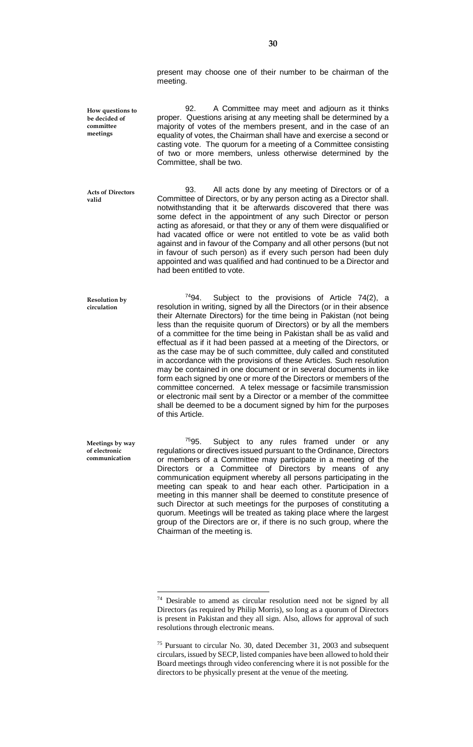present may choose one of their number to be chairman of the meeting.

**How questions to be decided of committee meetings**

92. A Committee may meet and adjourn as it thinks proper. Questions arising at any meeting shall be determined by a majority of votes of the members present, and in the case of an equality of votes, the Chairman shall have and exercise a second or casting vote. The quorum for a meeting of a Committee consisting of two or more members, unless otherwise determined by the Committee, shall be two.

**Acts of Directors valid**

93. All acts done by any meeting of Directors or of a Committee of Directors, or by any person acting as a Director shall. notwithstanding that it be afterwards discovered that there was some defect in the appointment of any such Director or person acting as aforesaid, or that they or any of them were disqualified or had vacated office or were not entitled to vote be as valid both against and in favour of the Company and all other persons (but not in favour of such person) as if every such person had been duly appointed and was qualified and had continued to be a Director and had been entitled to vote.

**Resolution by circulation**

[74]94. Subject to the provisions of Article 74(2), a resolution in writing, signed by all the Directors (or in their absence their Alternate Directors) for the time being in Pakistan (not being less than the requisite quorum of Directors) or by all the members of a committee for the time being in Pakistan shall be as valid and effectual as if it had been passed at a meeting of the Directors, or as the case may be of such committee, duly called and constituted in accordance with the provisions of these Articles. Such resolution may be contained in one document or in several documents in like form each signed by one or more of the Directors or members of the committee concerned. A telex message or facsimile transmission or electronic mail sent by a Director or a member of the committee shall be deemed to be a document signed by him for the purposes of this Article.

**Meetings by way of electronic communication**

[75]95. Subject to any rules framed under or any regulations or directives issued pursuant to the Ordinance, Directors or members of a Committee may participate in a meeting of the Directors or a Committee of Directors by means of any communication equipment whereby all persons participating in the meeting can speak to and hear each other. Participation in a meeting in this manner shall be deemed to constitute presence of such Director at such meetings for the purposes of constituting a quorum. Meetings will be treated as taking place where the largest group of the Directors are or, if there is no such group, where the Chairman of the meeting is.

---

[74] Desirable to amend as circular resolution need not be signed by all Directors (as required by Philip Morris), so long as a quorum of Directors is present in Pakistan and they all sign. Also, allows for approval of such resolutions through electronic means.

[75] Pursuant to circular No. 30, dated December 31, 2003 and subsequent circulars, issued by SECP, listed companies have been allowed to hold their Board meetings through video conferencing where it is not possible for the directors to be physically present at the venue of the meeting.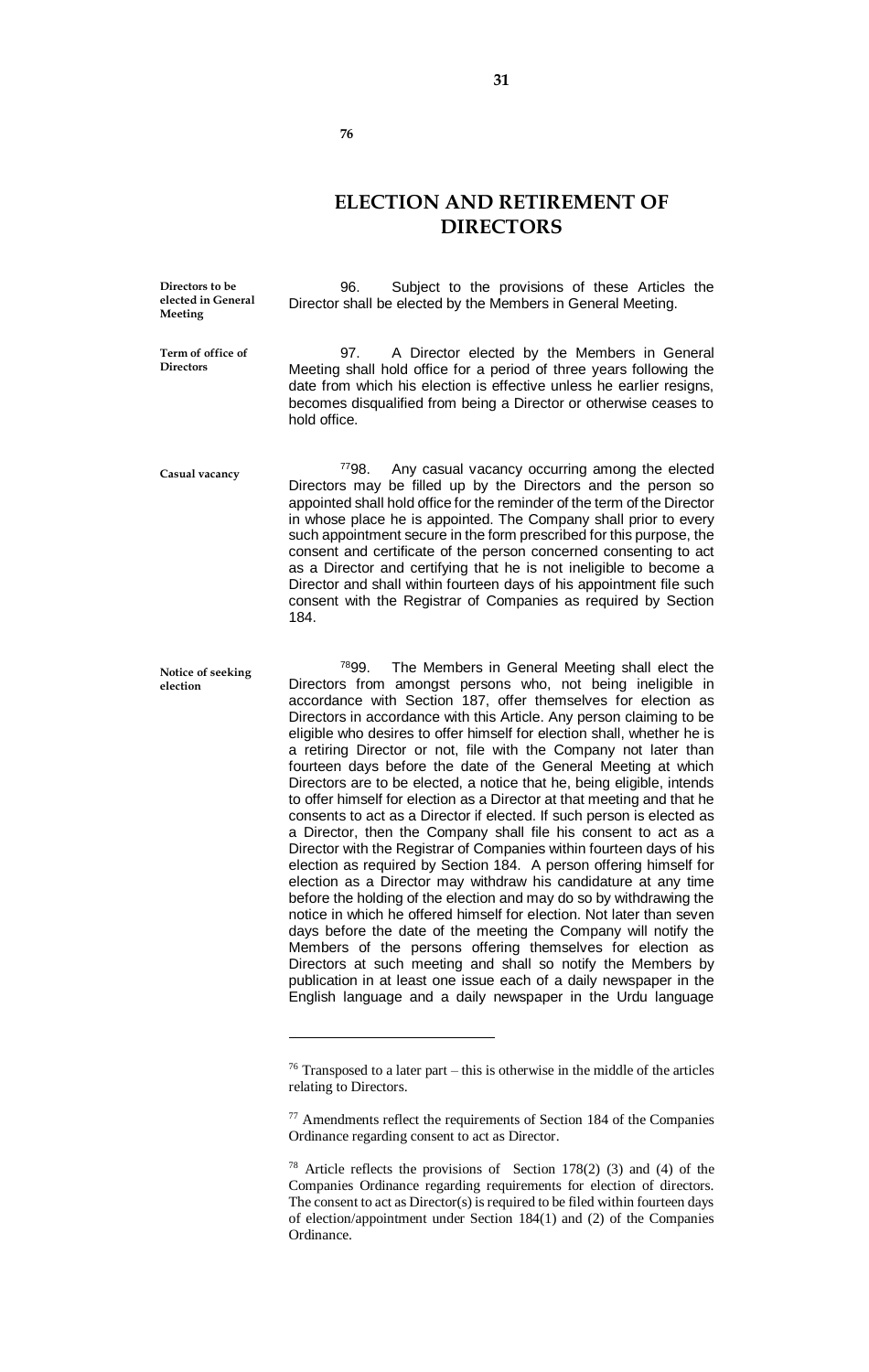## ELECTION AND RETIREMENT OF DIRECTORS[76]

**Directors to be elected in General Meeting**

96. Subject to the provisions of these Articles the Director shall be elected by the Members in General Meeting.

**Term of office of Directors**

97. A Director elected by the Members in General Meeting shall hold office for a period of three years following the date from which his election is effective unless he earlier resigns, becomes disqualified from being a Director or otherwise ceases to hold office.

**Casual vacancy**

[77]98. Any casual vacancy occurring among the elected Directors may be filled up by the Directors and the person so appointed shall hold office for the reminder of the term of the Director in whose place he is appointed. The Company shall prior to every such appointment secure in the form prescribed for this purpose, the consent and certificate of the person concerned consenting to act as a Director and certifying that he is not ineligible to become a Director and shall within fourteen days of his appointment file such consent with the Registrar of Companies as required by Section 184.

**Notice of seeking election**

[78]99. The Members in General Meeting shall elect the Directors from amongst persons who, not being ineligible in accordance with Section 187, offer themselves for election as Directors in accordance with this Article. Any person claiming to be eligible who desires to offer himself for election shall, whether he is a retiring Director or not, file with the Company not later than fourteen days before the date of the General Meeting at which Directors are to be elected, a notice that he, being eligible, intends to offer himself for election as a Director at that meeting and that he consents to act as a Director if elected. If such person is elected as a Director, then the Company shall file his consent to act as a Director with the Registrar of Companies within fourteen days of his election as required by Section 184. A person offering himself for election as a Director may withdraw his candidature at any time before the holding of the election and may do so by withdrawing the notice in which he offered himself for election. Not later than seven days before the date of the meeting the Company will notify the Members of the persons offering themselves for election as Directors at such meeting and shall so notify the Members by publication in at least one issue each of a daily newspaper in the English language and a daily newspaper in the Urdu language

---

[76] Transposed to a later part – this is otherwise in the middle of the articles relating to Directors.

[77] Amendments reflect the requirements of Section 184 of the Companies Ordinance regarding consent to act as Director.

[78] Article reflects the provisions of Section 178(2) (3) and (4) of the Companies Ordinance regarding requirements for election of directors. The consent to act as Director(s) is required to be filed within fourteen days of election/appointment under Section 184(1) and (2) of the Companies Ordinance.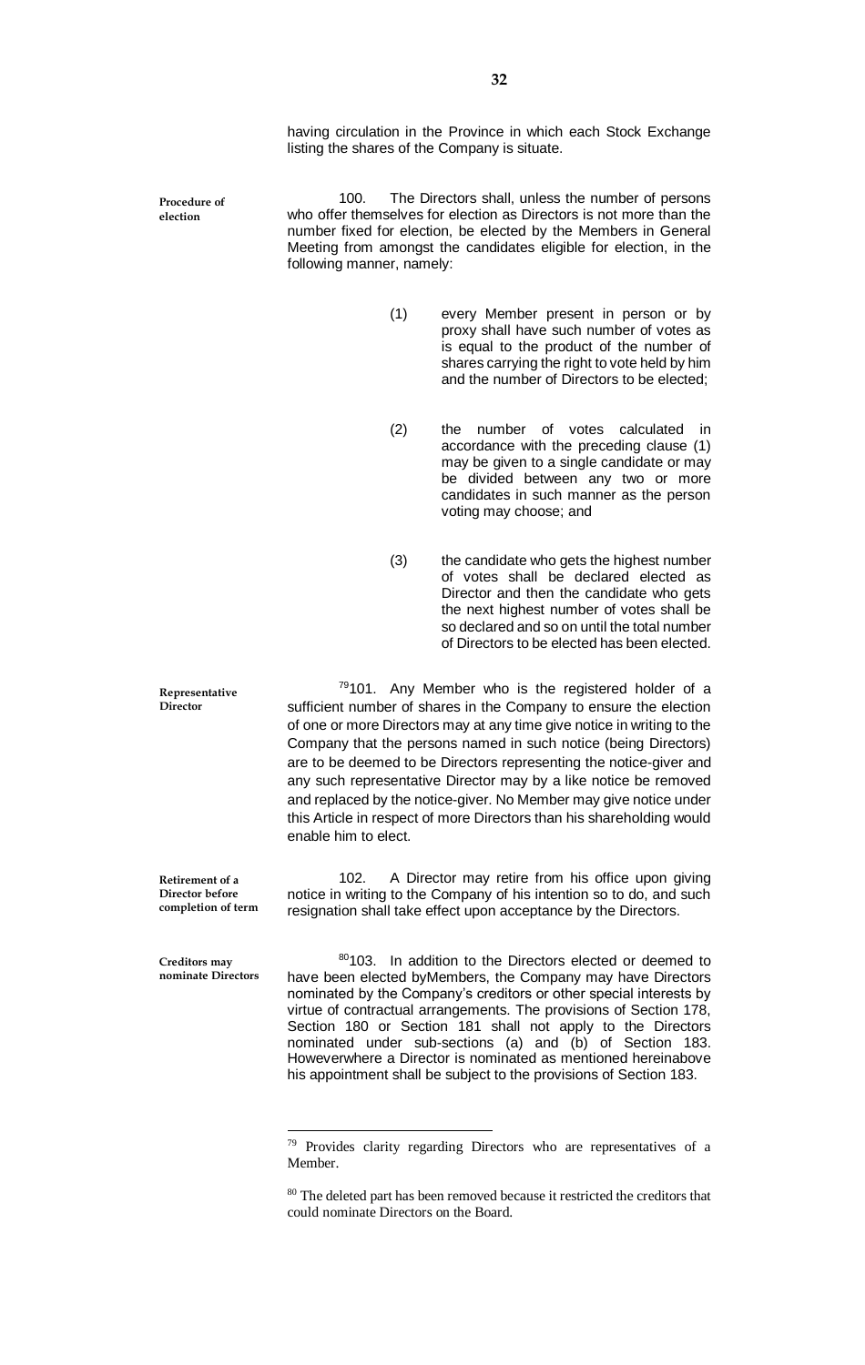having circulation in the Province in which each Stock Exchange listing the shares of the Company is situate.

**Procedure of election**

100. The Directors shall, unless the number of persons who offer themselves for election as Directors is not more than the number fixed for election, be elected by the Members in General Meeting from amongst the candidates eligible for election, in the following manner, namely:

(1) every Member present in person or by proxy shall have such number of votes as is equal to the product of the number of shares carrying the right to vote held by him and the number of Directors to be elected;

(2) the number of votes calculated in accordance with the preceding clause (1) may be given to a single candidate or may be divided between any two or more candidates in such manner as the person voting may choose; and

(3) the candidate who gets the highest number of votes shall be declared elected as Director and then the candidate who gets the next highest number of votes shall be so declared and so on until the total number of Directors to be elected has been elected.

**Representative Director**

[79]101. Any Member who is the registered holder of a sufficient number of shares in the Company to ensure the election of one or more Directors may at any time give notice in writing to the Company that the persons named in such notice (being Directors) are to be deemed to be Directors representing the notice-giver and any such representative Director may by a like notice be removed and replaced by the notice-giver. No Member may give notice under this Article in respect of more Directors than his shareholding would enable him to elect.

**Retirement of a Director before completion of term**

102. A Director may retire from his office upon giving notice in writing to the Company of his intention so to do, and such resignation shall take effect upon acceptance by the Directors.

**Creditors may nominate Directors**

[80]103. In addition to the Directors elected or deemed to have been elected byMembers, the Company may have Directors nominated by the Company's creditors or other special interests by virtue of contractual arrangements. The provisions of Section 178, Section 180 or Section 181 shall not apply to the Directors nominated under sub-sections (a) and (b) of Section 183. Howeverwhere a Director is nominated as mentioned hereinabove his appointment shall be subject to the provisions of Section 183.

---

[79] Provides clarity regarding Directors who are representatives of a Member.

[80] The deleted part has been removed because it restricted the creditors that could nominate Directors on the Board.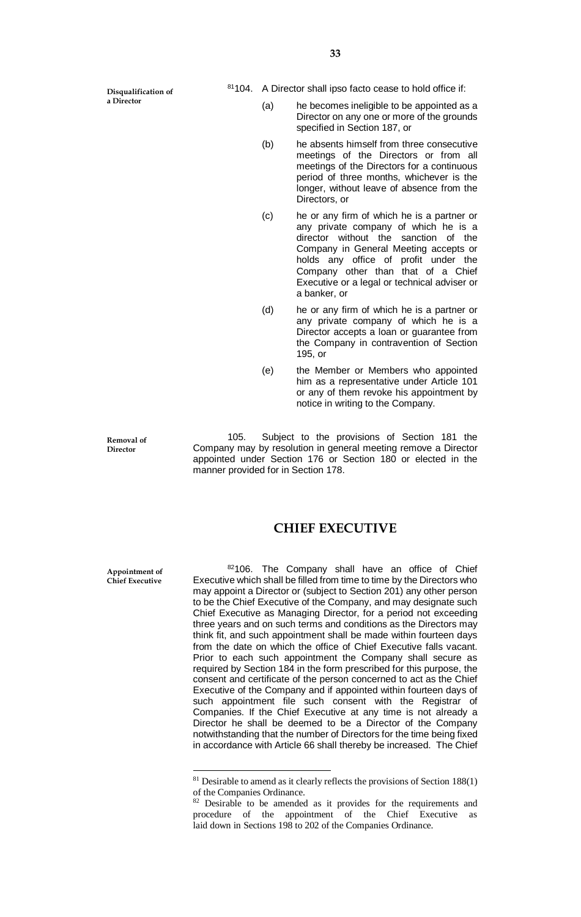**Disqualification of a Director**

[81]104. A Director shall ipso facto cease to hold office if:

(a) he becomes ineligible to be appointed as a Director on any one or more of the grounds specified in Section 187, or

(b) he absents himself from three consecutive meetings of the Directors or from all meetings of the Directors for a continuous period of three months, whichever is the longer, without leave of absence from the Directors, or

(c) he or any firm of which he is a partner or any private company of which he is a director without the sanction of the Company in General Meeting accepts or holds any office of profit under the Company other than that of a Chief Executive or a legal or technical adviser or a banker, or

(d) he or any firm of which he is a partner or any private company of which he is a Director accepts a loan or guarantee from the Company in contravention of Section 195, or

(e) the Member or Members who appointed him as a representative under Article 101 or any of them revoke his appointment by notice in writing to the Company.

**Removal of Director**

105. Subject to the provisions of Section 181 the Company may by resolution in general meeting remove a Director appointed under Section 176 or Section 180 or elected in the manner provided for in Section 178.

## CHIEF EXECUTIVE

**Appointment of Chief Executive**

[82]106. The Company shall have an office of Chief Executive which shall be filled from time to time by the Directors who may appoint a Director or (subject to Section 201) any other person to be the Chief Executive of the Company, and may designate such Chief Executive as Managing Director, for a period not exceeding three years and on such terms and conditions as the Directors may think fit, and such appointment shall be made within fourteen days from the date on which the office of Chief Executive falls vacant. Prior to each such appointment the Company shall secure as required by Section 184 in the form prescribed for this purpose, the consent and certificate of the person concerned to act as the Chief Executive of the Company and if appointed within fourteen days of such appointment file such consent with the Registrar of Companies. If the Chief Executive at any time is not already a Director he shall be deemed to be a Director of the Company notwithstanding that the number of Directors for the time being fixed in accordance with Article 66 shall thereby be increased. The Chief

---

[81] Desirable to amend as it clearly reflects the provisions of Section 188(1) of the Companies Ordinance.

[82] Desirable to be amended as it provides for the requirements and procedure of the appointment of the Chief Executive as laid down in Sections 198 to 202 of the Companies Ordinance.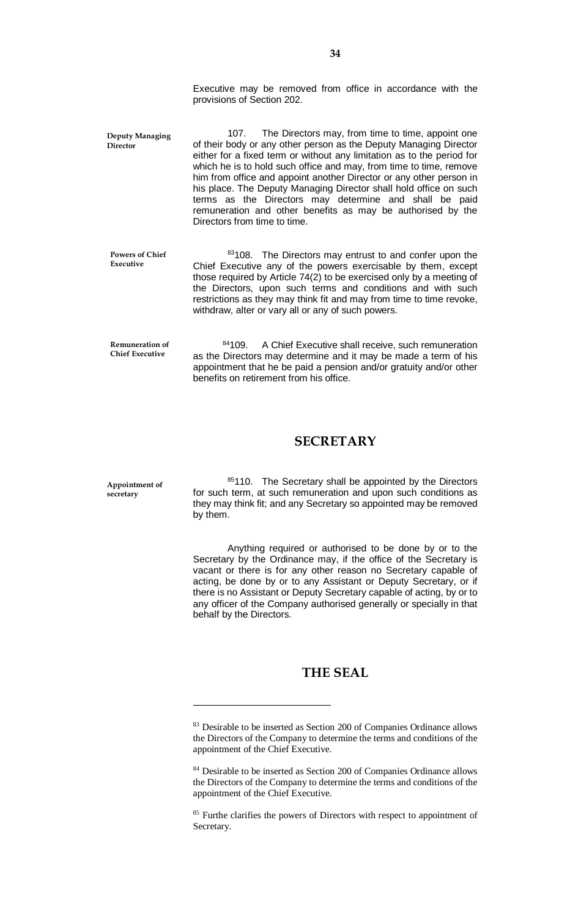Executive may be removed from office in accordance with the provisions of Section 202.

**Deputy Managing Director**

107. The Directors may, from time to time, appoint one of their body or any other person as the Deputy Managing Director either for a fixed term or without any limitation as to the period for which he is to hold such office and may, from time to time, remove him from office and appoint another Director or any other person in his place. The Deputy Managing Director shall hold office on such terms as the Directors may determine and shall be paid remuneration and other benefits as may be authorised by the Directors from time to time.

**Powers of Chief Executive**

[83]108. The Directors may entrust to and confer upon the Chief Executive any of the powers exercisable by them, except those required by Article 74(2) to be exercised only by a meeting of the Directors, upon such terms and conditions and with such restrictions as they may think fit and may from time to time revoke, withdraw, alter or vary all or any of such powers.

**Remuneration of Chief Executive**

[84]109. A Chief Executive shall receive, such remuneration as the Directors may determine and it may be made a term of his appointment that he be paid a pension and/or gratuity and/or other benefits on retirement from his office.

## SECRETARY

**Appointment of secretary**

[85]110. The Secretary shall be appointed by the Directors for such term, at such remuneration and upon such conditions as they may think fit; and any Secretary so appointed may be removed by them.

Anything required or authorised to be done by or to the Secretary by the Ordinance may, if the office of the Secretary is vacant or there is for any other reason no Secretary capable of acting, be done by or to any Assistant or Deputy Secretary, or if there is no Assistant or Deputy Secretary capable of acting, by or to any officer of the Company authorised generally or specially in that behalf by the Directors.

## THE SEAL

---

[83] Desirable to be inserted as Section 200 of Companies Ordinance allows the Directors of the Company to determine the terms and conditions of the appointment of the Chief Executive.

[84] Desirable to be inserted as Section 200 of Companies Ordinance allows the Directors of the Company to determine the terms and conditions of the appointment of the Chief Executive.

[85] Furthe clarifies the powers of Directors with respect to appointment of Secretary.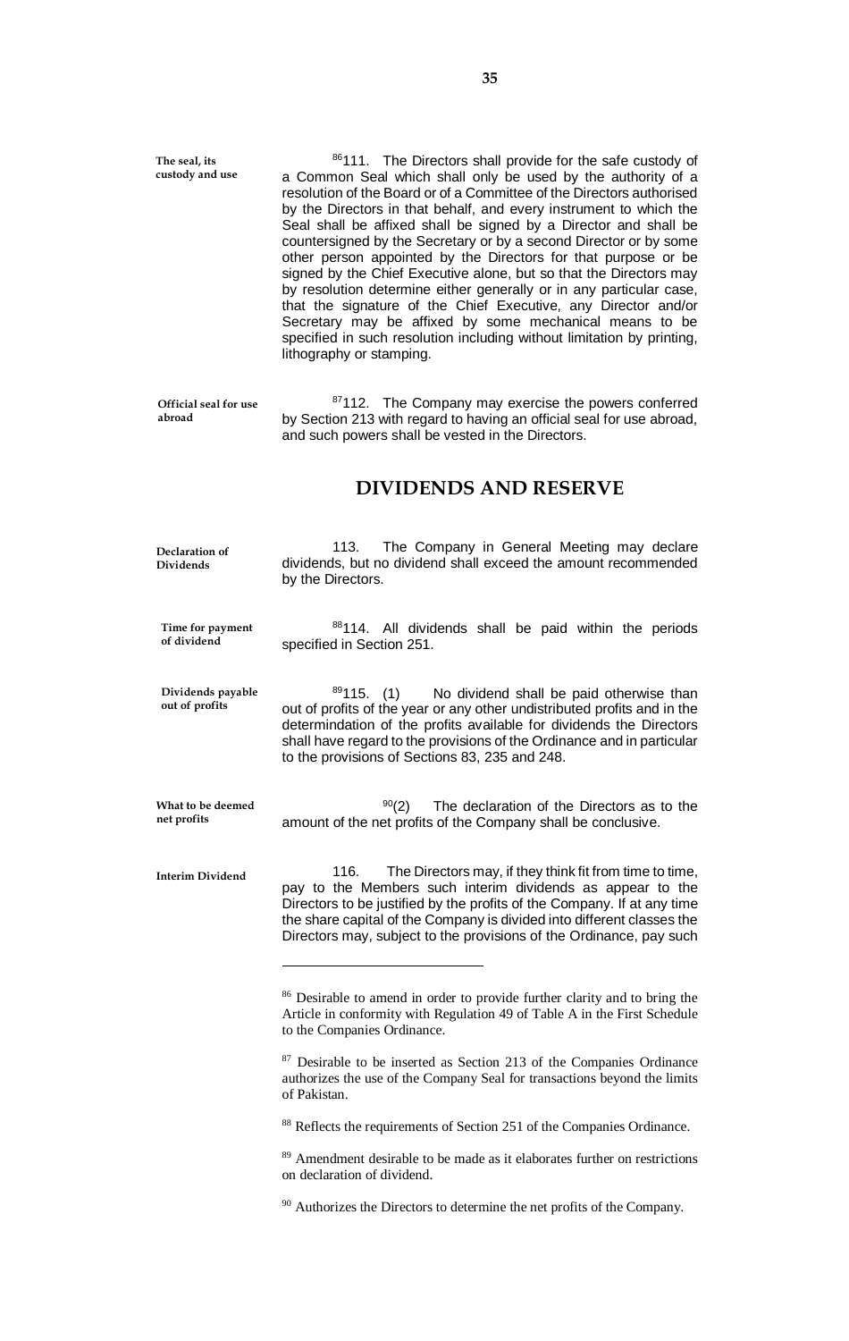**The seal, its custody and use**

[86]111. The Directors shall provide for the safe custody of a Common Seal which shall only be used by the authority of a resolution of the Board or of a Committee of the Directors authorised by the Directors in that behalf, and every instrument to which the Seal shall be affixed shall be signed by a Director and shall be countersigned by the Secretary or by a second Director or by some other person appointed by the Directors for that purpose or be signed by the Chief Executive alone, but so that the Directors may by resolution determine either generally or in any particular case, that the signature of the Chief Executive, any Director and/or Secretary may be affixed by some mechanical means to be specified in such resolution including without limitation by printing, lithography or stamping.

**Official seal for use abroad**

[87]112. The Company may exercise the powers conferred by Section 213 with regard to having an official seal for use abroad, and such powers shall be vested in the Directors.

## DIVIDENDS AND RESERVE

**Declaration of Dividends**

113. The Company in General Meeting may declare dividends, but no dividend shall exceed the amount recommended by the Directors.

**Time for payment of dividend**

[88]114. All dividends shall be paid within the periods specified in Section 251.

**Dividends payable out of profits**

[89]115. (1) No dividend shall be paid otherwise than out of profits of the year or any other undistributed profits and in the determindation of the profits available for dividends the Directors shall have regard to the provisions of the Ordinance and in particular to the provisions of Sections 83, 235 and 248.

**What to be deemed net profits**

[90](2) The declaration of the Directors as to the amount of the net profits of the Company shall be conclusive.

**Interim Dividend**

116. The Directors may, if they think fit from time to time, pay to the Members such interim dividends as appear to the Directors to be justified by the profits of the Company. If at any time the share capital of the Company is divided into different classes the Directors may, subject to the provisions of the Ordinance, pay such

---

[86] Desirable to amend in order to provide further clarity and to bring the Article in conformity with Regulation 49 of Table A in the First Schedule to the Companies Ordinance.

[87] Desirable to be inserted as Section 213 of the Companies Ordinance authorizes the use of the Company Seal for transactions beyond the limits of Pakistan.

[88] Reflects the requirements of Section 251 of the Companies Ordinance.

[89] Amendment desirable to be made as it elaborates further on restrictions on declaration of dividend.

[90] Authorizes the Directors to determine the net profits of the Company.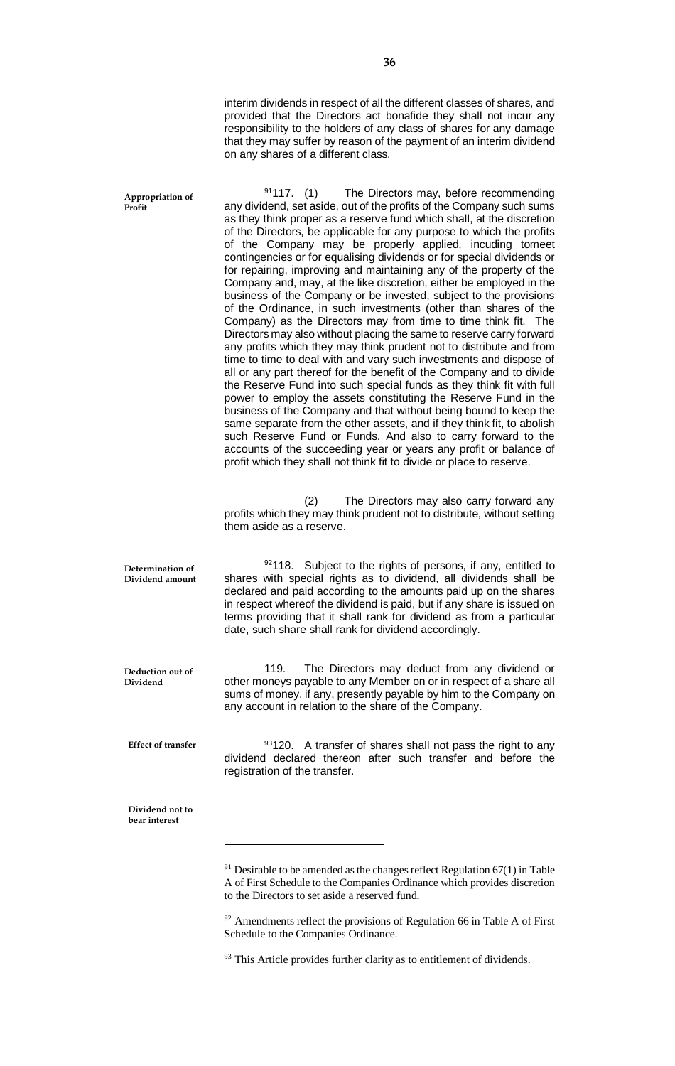interim dividends in respect of all the different classes of shares, and provided that the Directors act bonafide they shall not incur any responsibility to the holders of any class of shares for any damage that they may suffer by reason of the payment of an interim dividend on any shares of a different class.

**Appropriation of Profit**

[91]117. (1) The Directors may, before recommending any dividend, set aside, out of the profits of the Company such sums as they think proper as a reserve fund which shall, at the discretion of the Directors, be applicable for any purpose to which the profits of the Company may be properly applied, incuding tomeet contingencies or for equalising dividends or for special dividends or for repairing, improving and maintaining any of the property of the Company and, may, at the like discretion, either be employed in the business of the Company or be invested, subject to the provisions of the Ordinance, in such investments (other than shares of the Company) as the Directors may from time to time think fit. The Directors may also without placing the same to reserve carry forward any profits which they may think prudent not to distribute and from time to time to deal with and vary such investments and dispose of all or any part thereof for the benefit of the Company and to divide the Reserve Fund into such special funds as they think fit with full power to employ the assets constituting the Reserve Fund in the business of the Company and that without being bound to keep the same separate from the other assets, and if they think fit, to abolish such Reserve Fund or Funds. And also to carry forward to the accounts of the succeeding year or years any profit or balance of profit which they shall not think fit to divide or place to reserve.

(2) The Directors may also carry forward any profits which they may think prudent not to distribute, without setting them aside as a reserve.

**Determination of Dividend amount**

[92]118. Subject to the rights of persons, if any, entitled to shares with special rights as to dividend, all dividends shall be declared and paid according to the amounts paid up on the shares in respect whereof the dividend is paid, but if any share is issued on terms providing that it shall rank for dividend as from a particular date, such share shall rank for dividend accordingly.

**Deduction out of Dividend**

119. The Directors may deduct from any dividend or other moneys payable to any Member on or in respect of a share all sums of money, if any, presently payable by him to the Company on any account in relation to the share of the Company.

**Effect of transfer**

[93]120. A transfer of shares shall not pass the right to any dividend declared thereon after such transfer and before the registration of the transfer.

**Dividend not to bear interest**

---

[91] Desirable to be amended as the changes reflect Regulation 67(1) in Table A of First Schedule to the Companies Ordinance which provides discretion to the Directors to set aside a reserved fund.

[92] Amendments reflect the provisions of Regulation 66 in Table A of First Schedule to the Companies Ordinance.

[93] This Article provides further clarity as to entitlement of dividends.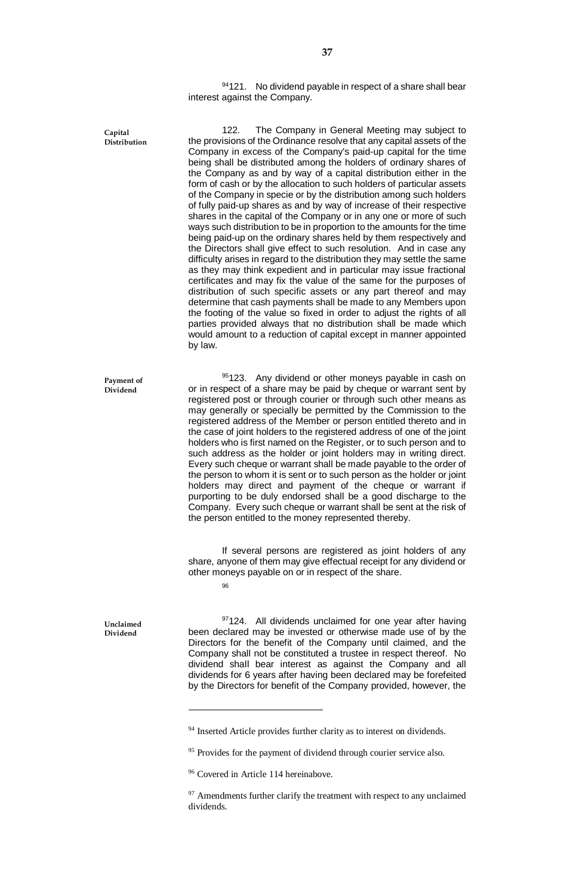[94]121. No dividend payable in respect of a share shall bear interest against the Company.

**Capital Distribution**

122. The Company in General Meeting may subject to the provisions of the Ordinance resolve that any capital assets of the Company in excess of the Company's paid-up capital for the time being shall be distributed among the holders of ordinary shares of the Company as and by way of a capital distribution either in the form of cash or by the allocation to such holders of particular assets of the Company in specie or by the distribution among such holders of fully paid-up shares as and by way of increase of their respective shares in the capital of the Company or in any one or more of such ways such distribution to be in proportion to the amounts for the time being paid-up on the ordinary shares held by them respectively and the Directors shall give effect to such resolution. And in case any difficulty arises in regard to the distribution they may settle the same as they may think expedient and in particular may issue fractional certificates and may fix the value of the same for the purposes of distribution of such specific assets or any part thereof and may determine that cash payments shall be made to any Members upon the footing of the value so fixed in order to adjust the rights of all parties provided always that no distribution shall be made which would amount to a reduction of capital except in manner appointed by law.

**Payment of Dividend**

[95]123. Any dividend or other moneys payable in cash on or in respect of a share may be paid by cheque or warrant sent by registered post or through courier or through such other means as may generally or specially be permitted by the Commission to the registered address of the Member or person entitled thereto and in the case of joint holders to the registered address of one of the joint holders who is first named on the Register, or to such person and to such address as the holder or joint holders may in writing direct. Every such cheque or warrant shall be made payable to the order of the person to whom it is sent or to such person as the holder or joint holders may direct and payment of the cheque or warrant if purporting to be duly endorsed shall be a good discharge to the Company. Every such cheque or warrant shall be sent at the risk of the person entitled to the money represented thereby.

If several persons are registered as joint holders of any share, anyone of them may give effectual receipt for any dividend or other moneys payable on or in respect of the share.

[96]

**Unclaimed Dividend**

[97]124. All dividends unclaimed for one year after having been declared may be invested or otherwise made use of by the Directors for the benefit of the Company until claimed, and the Company shall not be constituted a trustee in respect thereof. No dividend shall bear interest as against the Company and all dividends for 6 years after having been declared may be forefeited by the Directors for benefit of the Company provided, however, the

---

[94] Inserted Article provides further clarity as to interest on dividends.

[95] Provides for the payment of dividend through courier service also.

[96] Covered in Article 114 hereinabove.

[97] Amendments further clarify the treatment with respect to any unclaimed dividends.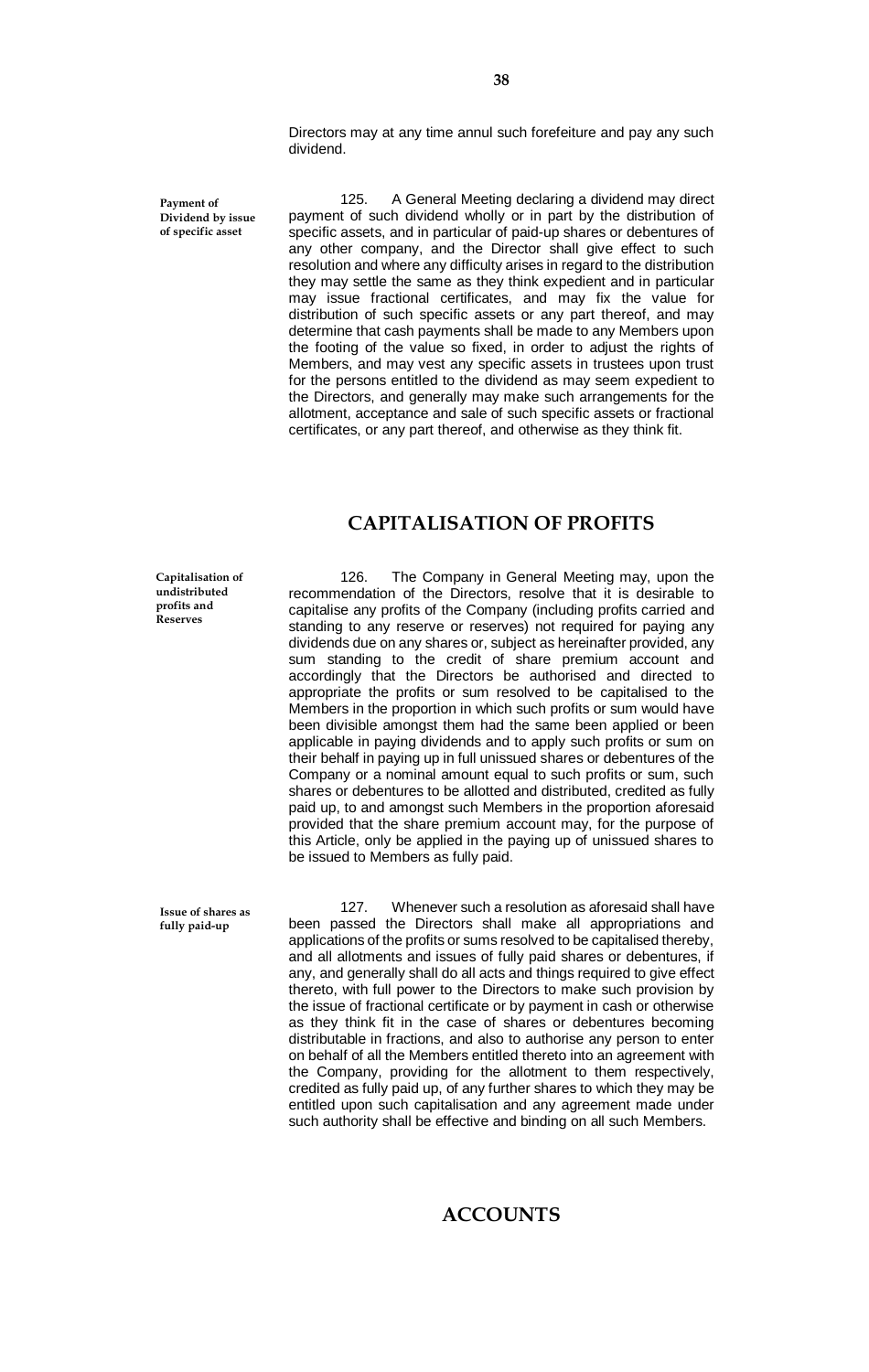Directors may at any time annul such forefeiture and pay any such dividend.

**Payment of Dividend by issue of specific asset**

125. A General Meeting declaring a dividend may direct payment of such dividend wholly or in part by the distribution of specific assets, and in particular of paid-up shares or debentures of any other company, and the Director shall give effect to such resolution and where any difficulty arises in regard to the distribution they may settle the same as they think expedient and in particular may issue fractional certificates, and may fix the value for distribution of such specific assets or any part thereof, and may determine that cash payments shall be made to any Members upon the footing of the value so fixed, in order to adjust the rights of Members, and may vest any specific assets in trustees upon trust for the persons entitled to the dividend as may seem expedient to the Directors, and generally may make such arrangements for the allotment, acceptance and sale of such specific assets or fractional certificates, or any part thereof, and otherwise as they think fit.

## CAPITALISATION OF PROFITS

**Capitalisation of undistributed profits and Reserves**

126. The Company in General Meeting may, upon the recommendation of the Directors, resolve that it is desirable to capitalise any profits of the Company (including profits carried and standing to any reserve or reserves) not required for paying any dividends due on any shares or, subject as hereinafter provided, any sum standing to the credit of share premium account and accordingly that the Directors be authorised and directed to appropriate the profits or sum resolved to be capitalised to the Members in the proportion in which such profits or sum would have been divisible amongst them had the same been applied or been applicable in paying dividends and to apply such profits or sum on their behalf in paying up in full unissued shares or debentures of the Company or a nominal amount equal to such profits or sum, such shares or debentures to be allotted and distributed, credited as fully paid up, to and amongst such Members in the proportion aforesaid provided that the share premium account may, for the purpose of this Article, only be applied in the paying up of unissued shares to be issued to Members as fully paid.

**Issue of shares as fully paid-up**

127. Whenever such a resolution as aforesaid shall have been passed the Directors shall make all appropriations and applications of the profits or sums resolved to be capitalised thereby, and all allotments and issues of fully paid shares or debentures, if any, and generally shall do all acts and things required to give effect thereto, with full power to the Directors to make such provision by the issue of fractional certificate or by payment in cash or otherwise as they think fit in the case of shares or debentures becoming distributable in fractions, and also to authorise any person to enter on behalf of all the Members entitled thereto into an agreement with the Company, providing for the allotment to them respectively, credited as fully paid up, of any further shares to which they may be entitled upon such capitalisation and any agreement made under such authority shall be effective and binding on all such Members.

## ACCOUNTS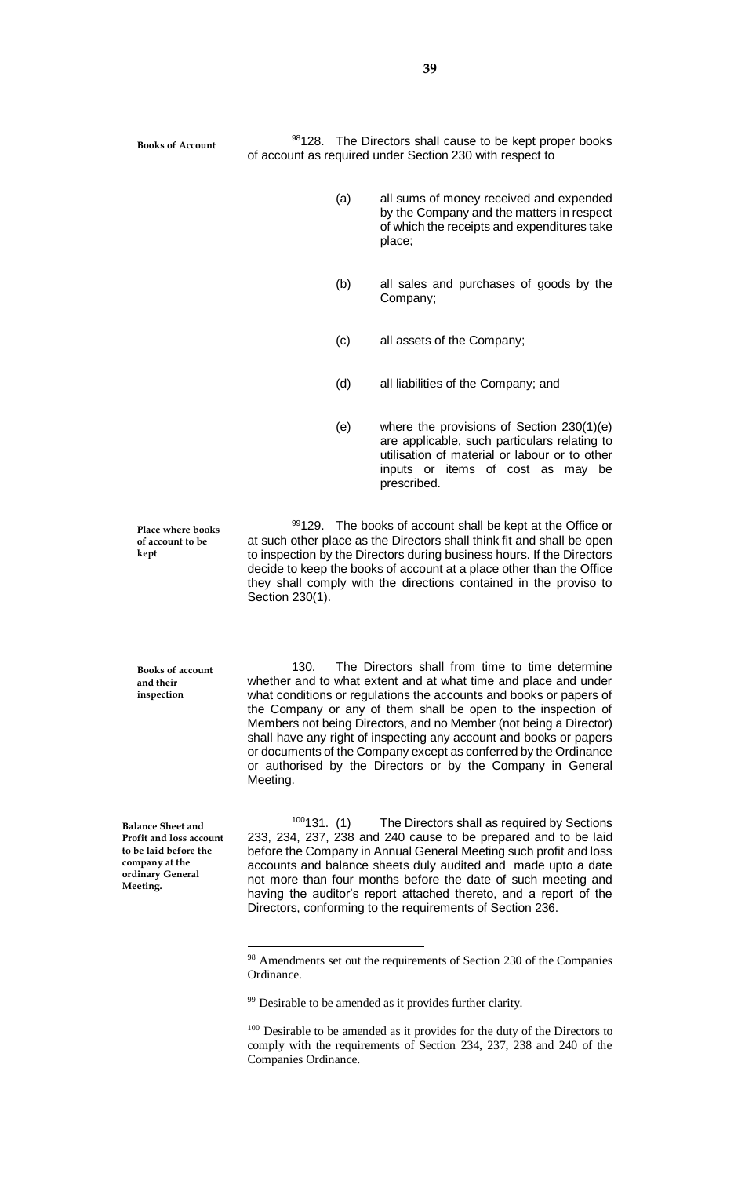**Books of Account**

[98]128. The Directors shall cause to be kept proper books of account as required under Section 230 with respect to

(a) all sums of money received and expended by the Company and the matters in respect of which the receipts and expenditures take place;

(b) all sales and purchases of goods by the Company;

(c) all assets of the Company;

(d) all liabilities of the Company; and

(e) where the provisions of Section 230(1)(e) are applicable, such particulars relating to utilisation of material or labour or to other inputs or items of cost as may be prescribed.

**Place where books of account to be kept**

[99]129. The books of account shall be kept at the Office or at such other place as the Directors shall think fit and shall be open to inspection by the Directors during business hours. If the Directors decide to keep the books of account at a place other than the Office they shall comply with the directions contained in the proviso to Section 230(1).

**Books of account and their inspection**

130. The Directors shall from time to time determine whether and to what extent and at what time and place and under what conditions or regulations the accounts and books or papers of the Company or any of them shall be open to the inspection of Members not being Directors, and no Member (not being a Director) shall have any right of inspecting any account and books or papers or documents of the Company except as conferred by the Ordinance or authorised by the Directors or by the Company in General Meeting.

**Balance Sheet and Profit and loss account to be laid before the company at the ordinary General Meeting.**

[100]131. (1) The Directors shall as required by Sections 233, 234, 237, 238 and 240 cause to be prepared and to be laid before the Company in Annual General Meeting such profit and loss accounts and balance sheets duly audited and made upto a date not more than four months before the date of such meeting and having the auditor's report attached thereto, and a report of the Directors, conforming to the requirements of Section 236.

---

[98] Amendments set out the requirements of Section 230 of the Companies Ordinance.

[99] Desirable to be amended as it provides further clarity.

[100] Desirable to be amended as it provides for the duty of the Directors to comply with the requirements of Section 234, 237, 238 and 240 of the Companies Ordinance.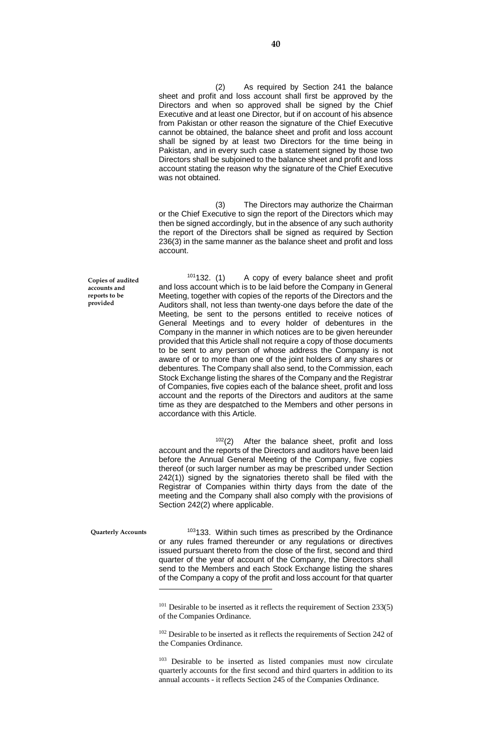(2) As required by Section 241 the balance sheet and profit and loss account shall first be approved by the Directors and when so approved shall be signed by the Chief Executive and at least one Director, but if on account of his absence from Pakistan or other reason the signature of the Chief Executive cannot be obtained, the balance sheet and profit and loss account shall be signed by at least two Directors for the time being in Pakistan, and in every such case a statement signed by those two Directors shall be subjoined to the balance sheet and profit and loss account stating the reason why the signature of the Chief Executive was not obtained.

(3) The Directors may authorize the Chairman or the Chief Executive to sign the report of the Directors which may then be signed accordingly, but in the absence of any such authority the report of the Directors shall be signed as required by Section 236(3) in the same manner as the balance sheet and profit and loss account.

**Copies of audited accounts and reports to be provided**

[101]132. (1) A copy of every balance sheet and profit and loss account which is to be laid before the Company in General Meeting, together with copies of the reports of the Directors and the Auditors shall, not less than twenty-one days before the date of the Meeting, be sent to the persons entitled to receive notices of General Meetings and to every holder of debentures in the Company in the manner in which notices are to be given hereunder provided that this Article shall not require a copy of those documents to be sent to any person of whose address the Company is not aware of or to more than one of the joint holders of any shares or debentures. The Company shall also send, to the Commission, each Stock Exchange listing the shares of the Company and the Registrar of Companies, five copies each of the balance sheet, profit and loss account and the reports of the Directors and auditors at the same time as they are despatched to the Members and other persons in accordance with this Article.

[102](2) After the balance sheet, profit and loss account and the reports of the Directors and auditors have been laid before the Annual General Meeting of the Company, five copies thereof (or such larger number as may be prescribed under Section 242(1)) signed by the signatories thereto shall be filed with the Registrar of Companies within thirty days from the date of the meeting and the Company shall also comply with the provisions of Section 242(2) where applicable.

**Quarterly Accounts**

[103]133. Within such times as prescribed by the Ordinance or any rules framed thereunder or any regulations or directives issued pursuant thereto from the close of the first, second and third quarter of the year of account of the Company, the Directors shall send to the Members and each Stock Exchange listing the shares of the Company a copy of the profit and loss account for that quarter

---

[101] Desirable to be inserted as it reflects the requirement of Section 233(5) of the Companies Ordinance.

[102] Desirable to be inserted as it reflects the requirements of Section 242 of the Companies Ordinance.

[103] Desirable to be inserted as listed companies must now circulate quarterly accounts for the first second and third quarters in addition to its annual accounts - it reflects Section 245 of the Companies Ordinance.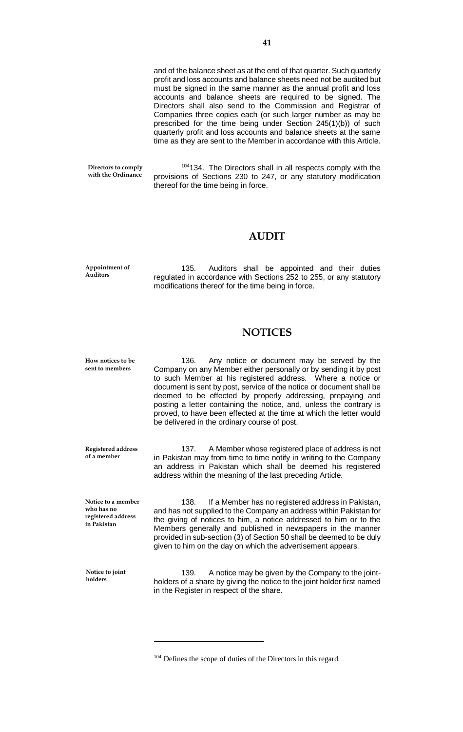and of the balance sheet as at the end of that quarter. Such quarterly profit and loss accounts and balance sheets need not be audited but must be signed in the same manner as the annual profit and loss accounts and balance sheets are required to be signed. The Directors shall also send to the Commission and Registrar of Companies three copies each (or such larger number as may be prescribed for the time being under Section 245(1)(b)) of such quarterly profit and loss accounts and balance sheets at the same time as they are sent to the Member in accordance with this Article.

**Directors to comply with the Ordinance**

[104]134. The Directors shall in all respects comply with the provisions of Sections 230 to 247, or any statutory modification thereof for the time being in force.

## AUDIT

**Appointment of Auditors**

135. Auditors shall be appointed and their duties regulated in accordance with Sections 252 to 255, or any statutory modifications thereof for the time being in force.

## NOTICES

**How notices to be sent to members**

136. Any notice or document may be served by the Company on any Member either personally or by sending it by post to such Member at his registered address. Where a notice or document is sent by post, service of the notice or document shall be deemed to be effected by properly addressing, prepaying and posting a letter containing the notice, and, unless the contrary is proved, to have been effected at the time at which the letter would be delivered in the ordinary course of post.

**Registered address of a member**

137. A Member whose registered place of address is not in Pakistan may from time to time notify in writing to the Company an address in Pakistan which shall be deemed his registered address within the meaning of the last preceding Article.

**Notice to a member who has no registered address in Pakistan**

138. If a Member has no registered address in Pakistan, and has not supplied to the Company an address within Pakistan for the giving of notices to him, a notice addressed to him or to the Members generally and published in newspapers in the manner provided in sub-section (3) of Section 50 shall be deemed to be duly given to him on the day on which the advertisement appears.

**Notice to joint holders**

139. A notice may be given by the Company to the joint-holders of a share by giving the notice to the joint holder first named in the Register in respect of the share.

---

[104] Defines the scope of duties of the Directors in this regard.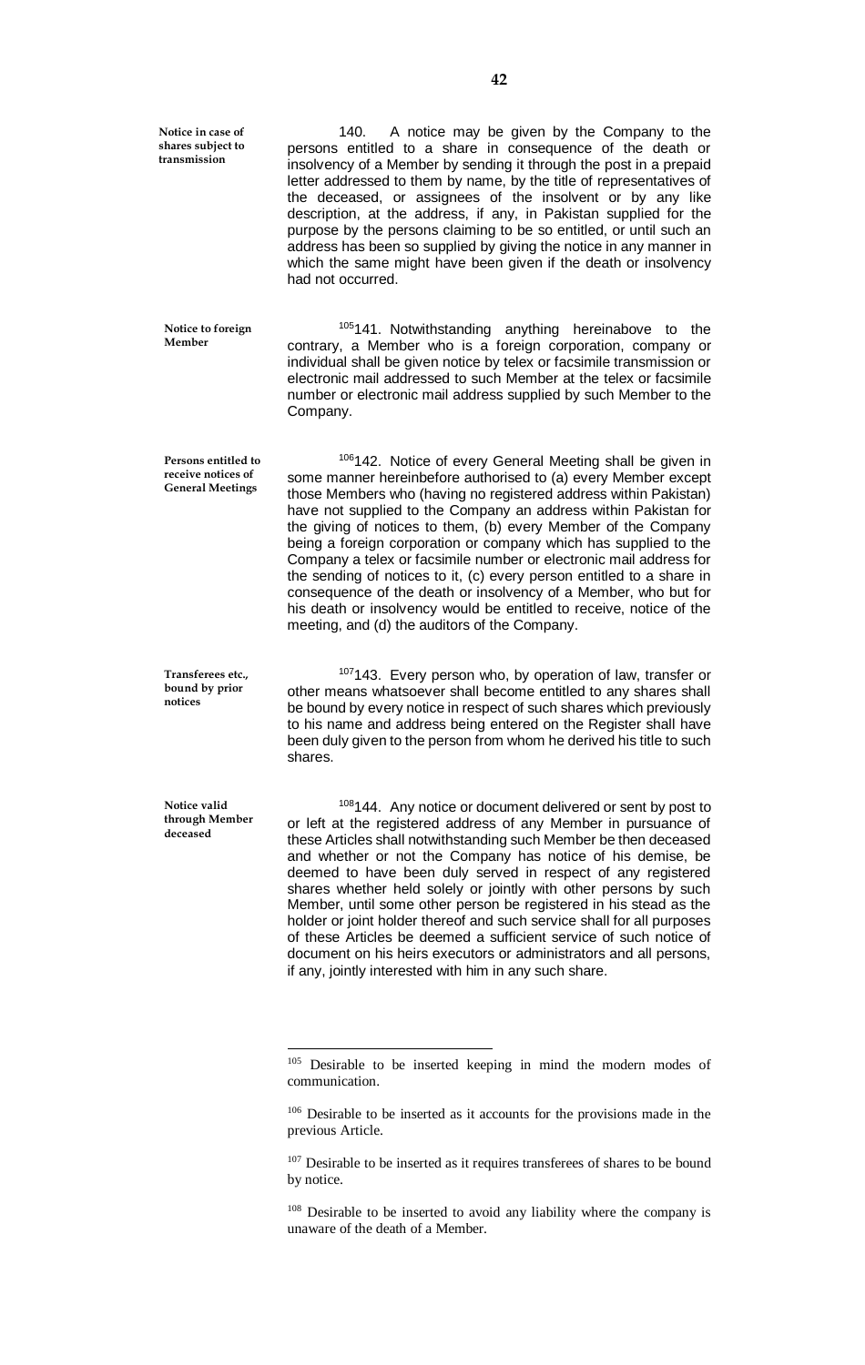**Notice in case of shares subject to transmission**

140. A notice may be given by the Company to the persons entitled to a share in consequence of the death or insolvency of a Member by sending it through the post in a prepaid letter addressed to them by name, by the title of representatives of the deceased, or assignees of the insolvent or by any like description, at the address, if any, in Pakistan supplied for the purpose by the persons claiming to be so entitled, or until such an address has been so supplied by giving the notice in any manner in which the same might have been given if the death or insolvency had not occurred.

**Notice to foreign Member**

[105]141. Notwithstanding anything hereinabove to the contrary, a Member who is a foreign corporation, company or individual shall be given notice by telex or facsimile transmission or electronic mail addressed to such Member at the telex or facsimile number or electronic mail address supplied by such Member to the Company.

**Persons entitled to receive notices of General Meetings**

[106]142. Notice of every General Meeting shall be given in some manner hereinbefore authorised to (a) every Member except those Members who (having no registered address within Pakistan) have not supplied to the Company an address within Pakistan for the giving of notices to them, (b) every Member of the Company being a foreign corporation or company which has supplied to the Company a telex or facsimile number or electronic mail address for the sending of notices to it, (c) every person entitled to a share in consequence of the death or insolvency of a Member, who but for his death or insolvency would be entitled to receive, notice of the meeting, and (d) the auditors of the Company.

**Transferees etc., bound by prior notices**

[107]143. Every person who, by operation of law, transfer or other means whatsoever shall become entitled to any shares shall be bound by every notice in respect of such shares which previously to his name and address being entered on the Register shall have been duly given to the person from whom he derived his title to such shares.

**Notice valid through Member deceased**

[108]144. Any notice or document delivered or sent by post to or left at the registered address of any Member in pursuance of these Articles shall notwithstanding such Member be then deceased and whether or not the Company has notice of his demise, be deemed to have been duly served in respect of any registered shares whether held solely or jointly with other persons by such Member, until some other person be registered in his stead as the holder or joint holder thereof and such service shall for all purposes of these Articles be deemed a sufficient service of such notice of document on his heirs executors or administrators and all persons, if any, jointly interested with him in any such share.

---

[105] Desirable to be inserted keeping in mind the modern modes of communication.

[106] Desirable to be inserted as it accounts for the provisions made in the previous Article.

[107] Desirable to be inserted as it requires transferees of shares to be bound by notice.

[108] Desirable to be inserted to avoid any liability where the company is unaware of the death of a Member.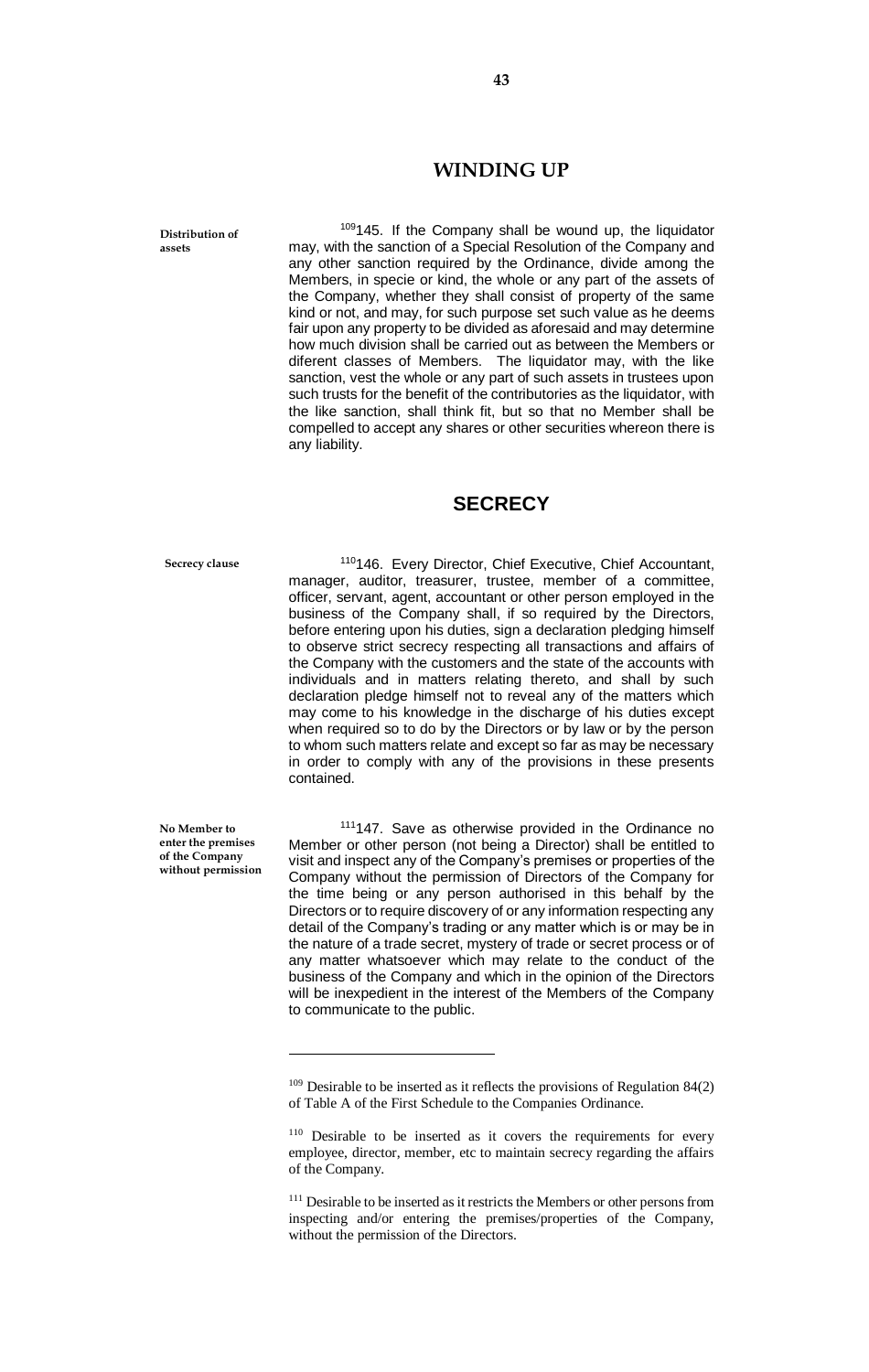## WINDING UP

**Distribution of assets**

[109]145. If the Company shall be wound up, the liquidator may, with the sanction of a Special Resolution of the Company and any other sanction required by the Ordinance, divide among the Members, in specie or kind, the whole or any part of the assets of the Company, whether they shall consist of property of the same kind or not, and may, for such purpose set such value as he deems fair upon any property to be divided as aforesaid and may determine how much division shall be carried out as between the Members or diferent classes of Members. The liquidator may, with the like sanction, vest the whole or any part of such assets in trustees upon such trusts for the benefit of the contributories as the liquidator, with the like sanction, shall think fit, but so that no Member shall be compelled to accept any shares or other securities whereon there is any liability.

## SECRECY

**Secrecy clause**

[110]146. Every Director, Chief Executive, Chief Accountant, manager, auditor, treasurer, trustee, member of a committee, officer, servant, agent, accountant or other person employed in the business of the Company shall, if so required by the Directors, before entering upon his duties, sign a declaration pledging himself to observe strict secrecy respecting all transactions and affairs of the Company with the customers and the state of the accounts with individuals and in matters relating thereto, and shall by such declaration pledge himself not to reveal any of the matters which may come to his knowledge in the discharge of his duties except when required so to do by the Directors or by law or by the person to whom such matters relate and except so far as may be necessary in order to comply with any of the provisions in these presents contained.

**No Member to enter the premises of the Company without permission**

[111]147. Save as otherwise provided in the Ordinance no Member or other person (not being a Director) shall be entitled to visit and inspect any of the Company's premises or properties of the Company without the permission of Directors of the Company for the time being or any person authorised in this behalf by the Directors or to require discovery of or any information respecting any detail of the Company's trading or any matter which is or may be in the nature of a trade secret, mystery of trade or secret process or of any matter whatsoever which may relate to the conduct of the business of the Company and which in the opinion of the Directors will be inexpedient in the interest of the Members of the Company to communicate to the public.

---

[109] Desirable to be inserted as it reflects the provisions of Regulation 84(2) of Table A of the First Schedule to the Companies Ordinance.

[110] Desirable to be inserted as it covers the requirements for every employee, director, member, etc to maintain secrecy regarding the affairs of the Company.

[111] Desirable to be inserted as it restricts the Members or other persons from inspecting and/or entering the premises/properties of the Company, without the permission of the Directors.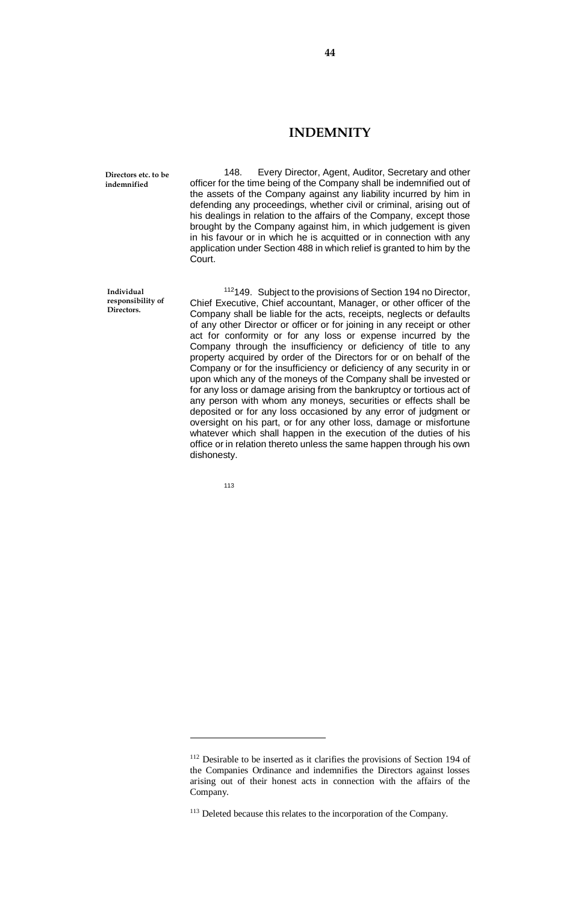# INDEMNITY

**Directors etc. to be indemnified**

148. Every Director, Agent, Auditor, Secretary and other officer for the time being of the Company shall be indemnified out of the assets of the Company against any liability incurred by him in defending any proceedings, whether civil or criminal, arising out of his dealings in relation to the affairs of the Company, except those brought by the Company against him, in which judgement is given in his favour or in which he is acquitted or in connection with any application under Section 488 in which relief is granted to him by the Court.

**Individual responsibility of Directors.**

[112]149. Subject to the provisions of Section 194 no Director, Chief Executive, Chief accountant, Manager, or other officer of the Company shall be liable for the acts, receipts, neglects or defaults of any other Director or officer or for joining in any receipt or other act for conformity or for any loss or expense incurred by the Company through the insufficiency or deficiency of title to any property acquired by order of the Directors for or on behalf of the Company or for the insufficiency or deficiency of any security in or upon which any of the moneys of the Company shall be invested or for any loss or damage arising from the bankruptcy or tortious act of any person with whom any moneys, securities or effects shall be deposited or for any loss occasioned by any error of judgment or oversight on his part, or for any other loss, damage or misfortune whatever which shall happen in the execution of the duties of his office or in relation thereto unless the same happen through his own dishonesty.

[113]

---

[112] Desirable to be inserted as it clarifies the provisions of Section 194 of the Companies Ordinance and indemnifies the Directors against losses arising out of their honest acts in connection with the affairs of the Company.

[113] Deleted because this relates to the incorporation of the Company.